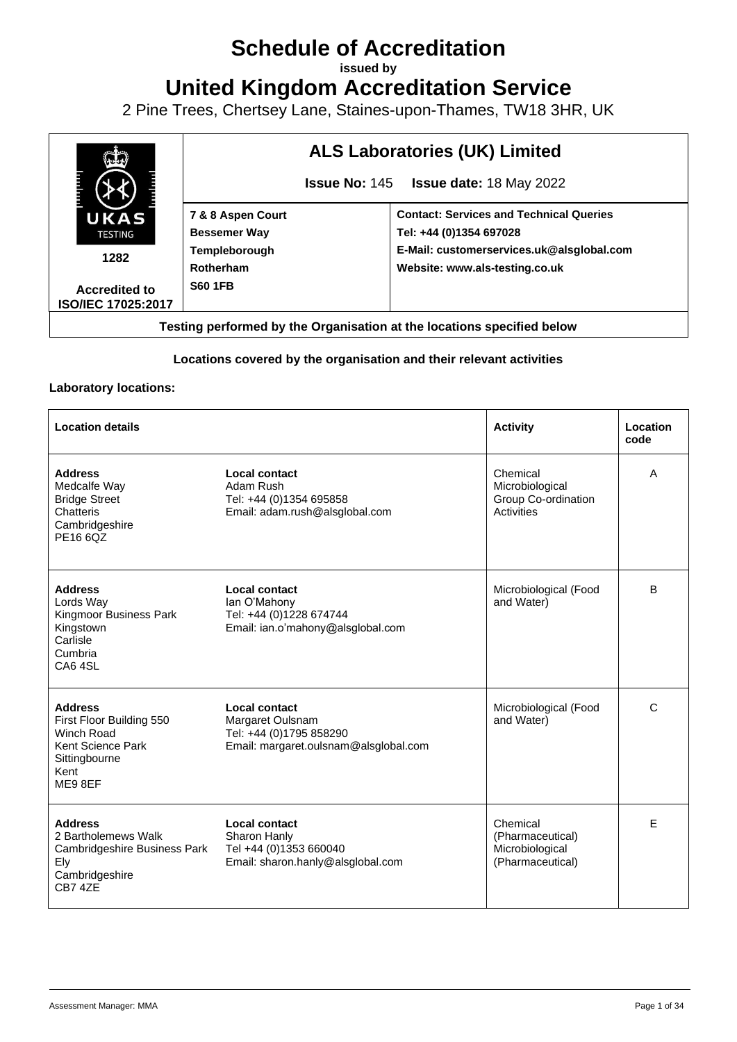# Schedule of Accreditation

**issued by**

# United Kingdom Accreditation Service

2 Pine Trees, Chertsey Lane, Staines-upon-Thames, TW18 3HR, UK

| UKAS TESTING 1282 Accredited to ISO/IEC 17025:2017 | **ALS Laboratories (UK) Limited** **Issue No:** 145 **Issue date:** 18 May 2022 | |
|---|---|---|
| | **7 & 8 Aspen Court** **Bessemer Way** **Templeborough** **Rotherham** **S60 1FB** | **Contact: Services and Technical Queries** **Tel: +44 (0)1354 697028** **E-Mail: customerservices.uk@alsglobal.com** **Website: www.als-testing.co.uk** |

**Testing performed by the Organisation at the locations specified below**

**Locations covered by the organisation and their relevant activities**

**Laboratory locations:**

| Location details | | Activity | Location code |
|---|---|---|---|
| **Address** Medcalfe Way Bridge Street Chatteris Cambridgeshire PE16 6QZ | **Local contact** Adam Rush Tel: +44 (0)1354 695858 Email: adam.rush@alsglobal.com | Chemical Microbiological Group Co-ordination Activities | A |
| **Address** Lords Way Kingmoor Business Park Kingstown Carlisle Cumbria CA6 4SL | **Local contact** Ian O'Mahony Tel: +44 (0)1228 674744 Email: ian.o'mahony@alsglobal.com | Microbiological (Food and Water) | B |
| **Address** First Floor Building 550 Winch Road Kent Science Park Sittingbourne Kent ME9 8EF | **Local contact** Margaret Oulsnam Tel: +44 (0)1795 858290 Email: margaret.oulsnam@alsglobal.com | Microbiological (Food and Water) | C |
| **Address** 2 Bartholemews Walk Cambridgeshire Business Park Ely Cambridgeshire CB7 4ZE | **Local contact** Sharon Hanly Tel +44 (0)1353 660040 Email: sharon.hanly@alsglobal.com | Chemical (Pharmaceutical) Microbiological (Pharmaceutical) | E |

Assessment Manager: MMA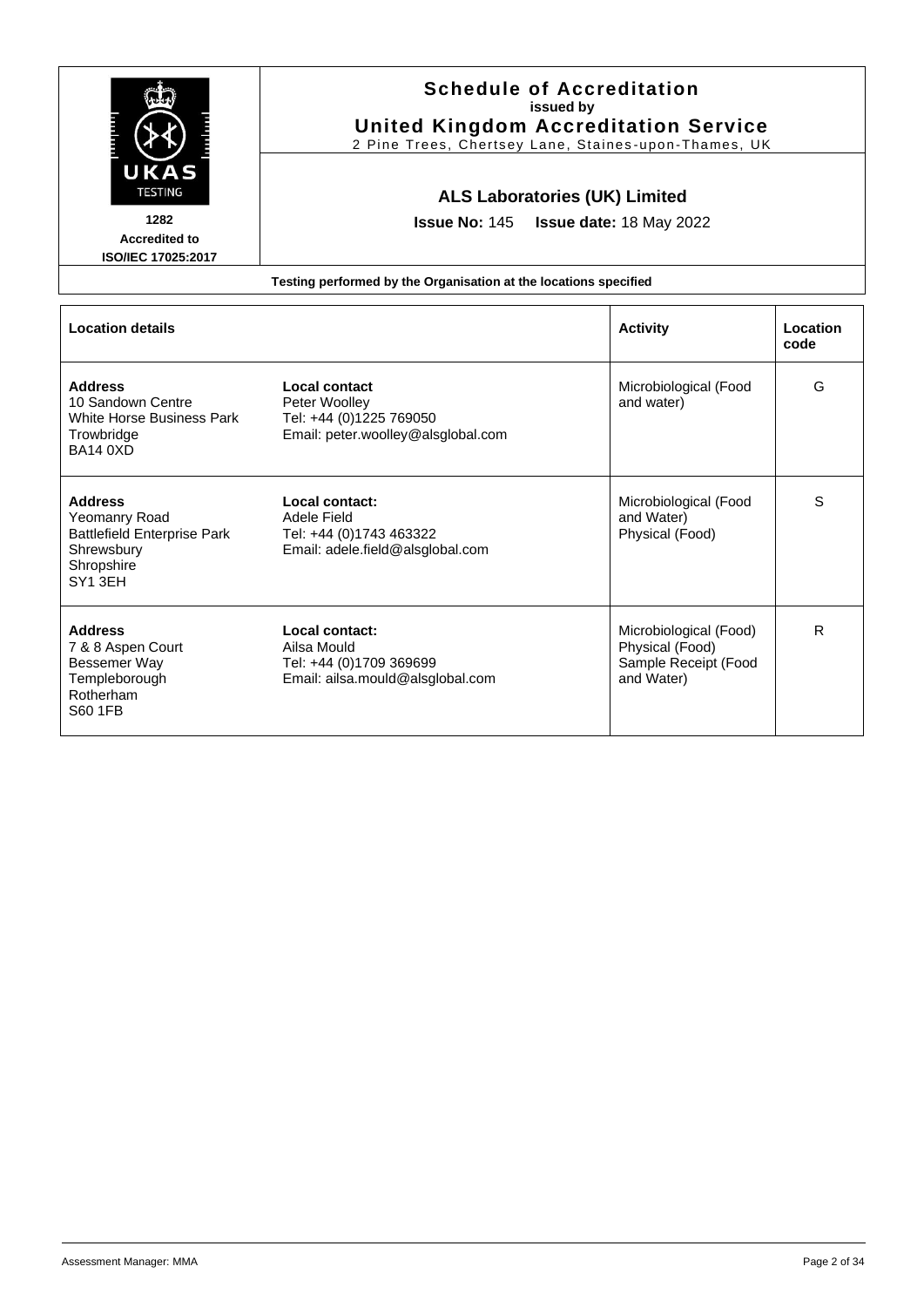| 1282<br>Accredited to<br>ISO/IEC 17025:2017 | **Schedule of Accreditation**<br>**issued by**<br>**United Kingdom Accreditation Service**<br>2 Pine Trees, Chertsey Lane, Staines-upon-Thames, UK |
| --- | --- |
| | **ALS Laboratories (UK) Limited**<br>**Issue No:** 145 **Issue date:** 18 May 2022 |

**Testing performed by the Organisation at the locations specified**

| Location details | | Activity | Location code |
| --- | --- | --- | --- |
| **Address**<br>10 Sandown Centre<br>White Horse Business Park<br>Trowbridge<br>BA14 0XD | **Local contact**<br>Peter Woolley<br>Tel: +44 (0)1225 769050<br>Email: peter.woolley@alsglobal.com | Microbiological (Food and water) | G |
| **Address**<br>Yeomanry Road<br>Battlefield Enterprise Park<br>Shrewsbury<br>Shropshire<br>SY1 3EH | **Local contact:**<br>Adele Field<br>Tel: +44 (0)1743 463322<br>Email: adele.field@alsglobal.com | Microbiological (Food and Water)<br>Physical (Food) | S |
| **Address**<br>7 & 8 Aspen Court<br>Bessemer Way<br>Templeborough<br>Rotherham<br>S60 1FB | **Local contact:**<br>Ailsa Mould<br>Tel: +44 (0)1709 369699<br>Email: ailsa.mould@alsglobal.com | Microbiological (Food)<br>Physical (Food)<br>Sample Receipt (Food and Water) | R |

Assessment Manager: MMA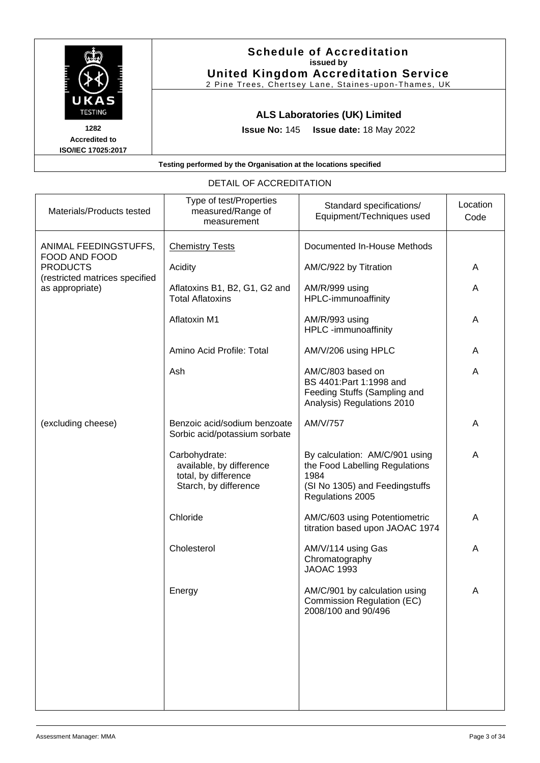**Schedule of Accreditation**
**issued by**
**United Kingdom Accreditation Service**
2 Pine Trees, Chertsey Lane, Staines-upon-Thames, UK

UKAS TESTING
**1282**
**Accredited to**
**ISO/IEC 17025:2017**

**ALS Laboratories (UK) Limited**

**Issue No:** 145 **Issue date:** 18 May 2022

**Testing performed by the Organisation at the locations specified**

DETAIL OF ACCREDITATION

| Materials/Products tested | Type of test/Properties measured/Range of measurement | Standard specifications/ Equipment/Techniques used | Location Code |
|---|---|---|---|
| ANIMAL FEEDINGSTUFFS, FOOD AND FOOD PRODUCTS (restricted matrices specified as appropriate) | Chemistry Tests | Documented In-House Methods | |
| | Acidity | AM/C/922 by Titration | A |
| | Aflatoxins B1, B2, G1, G2 and Total Aflatoxins | AM/R/999 using HPLC-immunoaffinity | A |
| | Aflatoxin M1 | AM/R/993 using HPLC -immunoaffinity | A |
| | Amino Acid Profile: Total | AM/V/206 using HPLC | A |
| | Ash | AM/C/803 based on BS 4401:Part 1:1998 and Feeding Stuffs (Sampling and Analysis) Regulations 2010 | A |
| (excluding cheese) | Benzoic acid/sodium benzoate Sorbic acid/potassium sorbate | AM/V/757 | A |
| | Carbohydrate: available, by difference total, by difference Starch, by difference | By calculation: AM/C/901 using the Food Labelling Regulations 1984 (SI No 1305) and Feedingstuffs Regulations 2005 | A |
| | Chloride | AM/C/603 using Potentiometric titration based upon JAOAC 1974 | A |
| | Cholesterol | AM/V/114 using Gas Chromatography JAOAC 1993 | A |
| | Energy | AM/C/901 by calculation using Commission Regulation (EC) 2008/100 and 90/496 | A |

Assessment Manager: MMA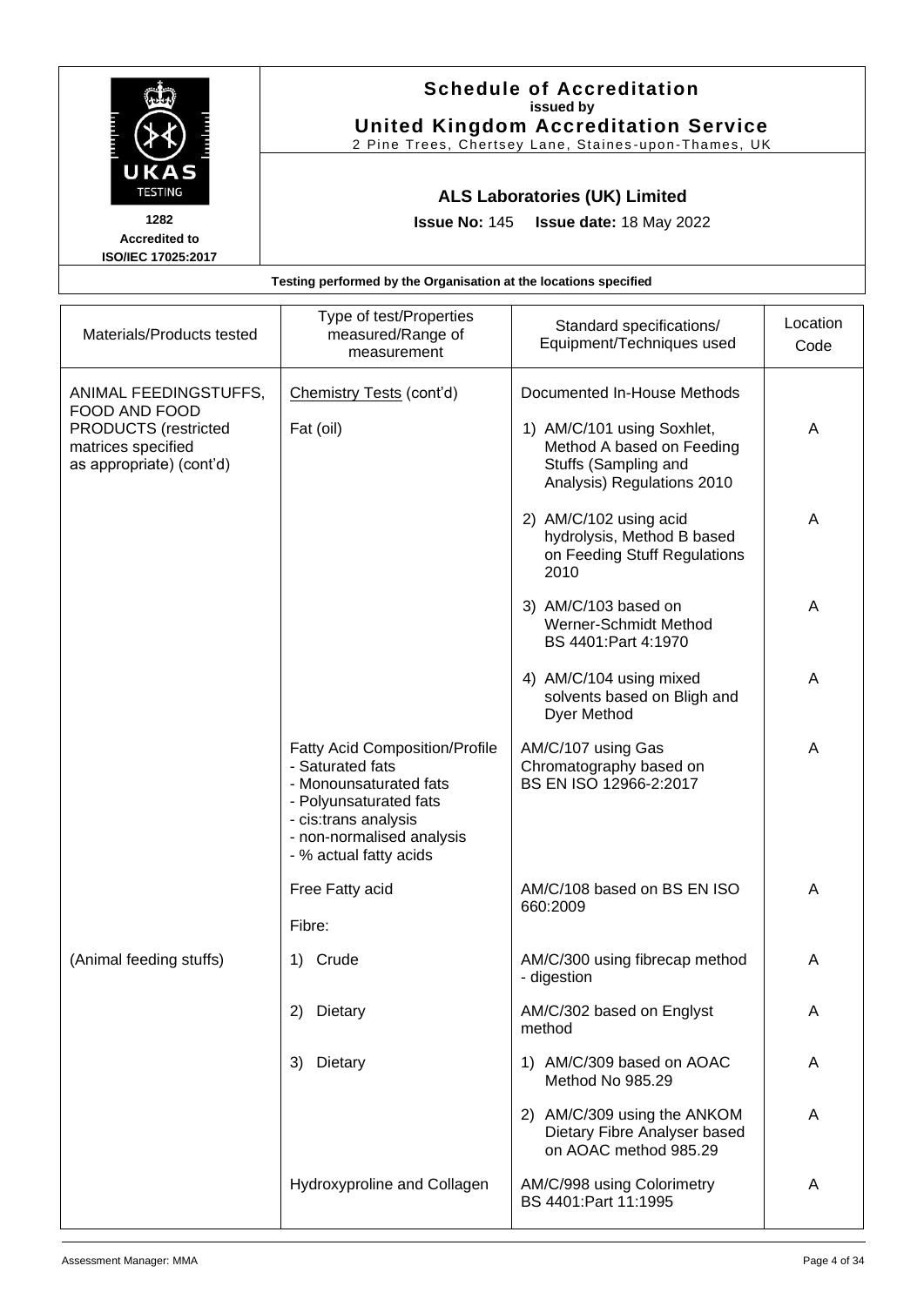# Schedule of Accreditation

**issued by**

**United Kingdom Accreditation Service**

2 Pine Trees, Chertsey Lane, Staines-upon-Thames, UK

**1282**
**Accredited to**
**ISO/IEC 17025:2017**

## ALS Laboratories (UK) Limited

**Issue No:** 145 **Issue date:** 18 May 2022

**Testing performed by the Organisation at the locations specified**

| Materials/Products tested | Type of test/Properties measured/Range of measurement | Standard specifications/ Equipment/Techniques used | Location Code |
|---|---|---|---|
| ANIMAL FEEDINGSTUFFS, FOOD AND FOOD PRODUCTS (restricted matrices specified as appropriate) (cont'd) | Chemistry Tests (cont'd) | Documented In-House Methods | |
| | Fat (oil) | 1) AM/C/101 using Soxhlet, Method A based on Feeding Stuffs (Sampling and Analysis) Regulations 2010 | A |
| | | 2) AM/C/102 using acid hydrolysis, Method B based on Feeding Stuff Regulations 2010 | A |
| | | 3) AM/C/103 based on Werner-Schmidt Method BS 4401:Part 4:1970 | A |
| | | 4) AM/C/104 using mixed solvents based on Bligh and Dyer Method | A |
| | Fatty Acid Composition/Profile<br>- Saturated fats<br>- Monounsaturated fats<br>- Polyunsaturated fats<br>- cis:trans analysis<br>- non-normalised analysis<br>- % actual fatty acids | AM/C/107 using Gas Chromatography based on BS EN ISO 12966-2:2017 | A |
| | Free Fatty acid | AM/C/108 based on BS EN ISO 660:2009 | A |
| | Fibre: | | |
| (Animal feeding stuffs) | 1) Crude | AM/C/300 using fibrecap method - digestion | A |
| | 2) Dietary | AM/C/302 based on Englyst method | A |
| | 3) Dietary | 1) AM/C/309 based on AOAC Method No 985.29 | A |
| | | 2) AM/C/309 using the ANKOM Dietary Fibre Analyser based on AOAC method 985.29 | A |
| | Hydroxyproline and Collagen | AM/C/998 using Colorimetry BS 4401:Part 11:1995 | A |

Assessment Manager: MMA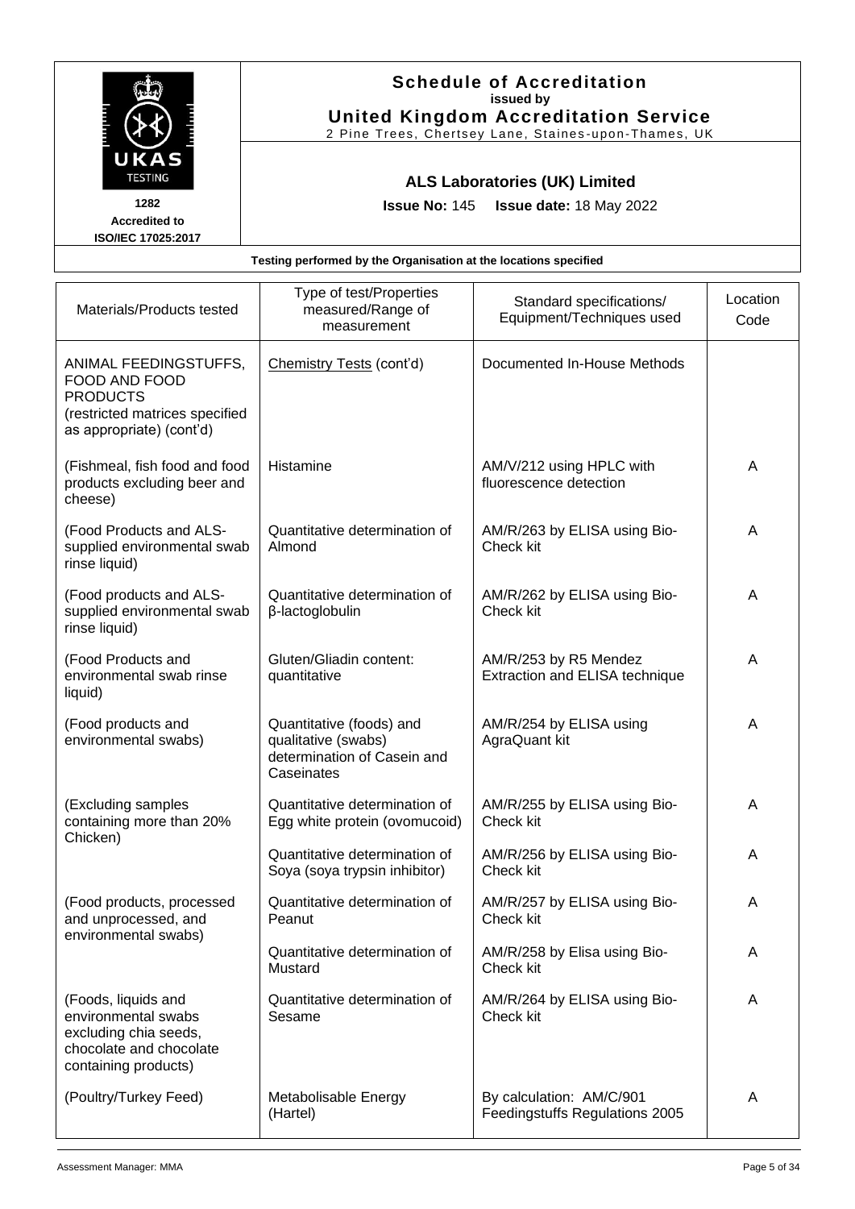# Schedule of Accreditation

**issued by**

**United Kingdom Accreditation Service**

2 Pine Trees, Chertsey Lane, Staines-upon-Thames, UK

UKAS TESTING

1282

Accredited to ISO/IEC 17025:2017

## ALS Laboratories (UK) Limited

**Issue No:** 145 **Issue date:** 18 May 2022

**Testing performed by the Organisation at the locations specified**

| Materials/Products tested | Type of test/Properties measured/Range of measurement | Standard specifications/ Equipment/Techniques used | Location Code |
|---|---|---|---|
| ANIMAL FEEDINGSTUFFS, FOOD AND FOOD PRODUCTS (restricted matrices specified as appropriate) (cont'd) | Chemistry Tests (cont'd) | Documented In-House Methods | |
| (Fishmeal, fish food and food products excluding beer and cheese) | Histamine | AM/V/212 using HPLC with fluorescence detection | A |
| (Food Products and ALS-supplied environmental swab rinse liquid) | Quantitative determination of Almond | AM/R/263 by ELISA using Bio-Check kit | A |
| (Food products and ALS-supplied environmental swab rinse liquid) | Quantitative determination of β-lactoglobulin | AM/R/262 by ELISA using Bio-Check kit | A |
| (Food Products and environmental swab rinse liquid) | Gluten/Gliadin content: quantitative | AM/R/253 by R5 Mendez Extraction and ELISA technique | A |
| (Food products and environmental swabs) | Quantitative (foods) and qualitative (swabs) determination of Casein and Caseinates | AM/R/254 by ELISA using AgraQuant kit | A |
| (Excluding samples containing more than 20% Chicken) | Quantitative determination of Egg white protein (ovomucoid) | AM/R/255 by ELISA using Bio-Check kit | A |
| | Quantitative determination of Soya (soya trypsin inhibitor) | AM/R/256 by ELISA using Bio-Check kit | A |
| (Food products, processed and unprocessed, and environmental swabs) | Quantitative determination of Peanut | AM/R/257 by ELISA using Bio-Check kit | A |
| | Quantitative determination of Mustard | AM/R/258 by Elisa using Bio-Check kit | A |
| (Foods, liquids and environmental swabs excluding chia seeds, chocolate and chocolate containing products) | Quantitative determination of Sesame | AM/R/264 by ELISA using Bio-Check kit | A |
| (Poultry/Turkey Feed) | Metabolisable Energy (Hartel) | By calculation: AM/C/901 Feedingstuffs Regulations 2005 | A |

Assessment Manager: MMA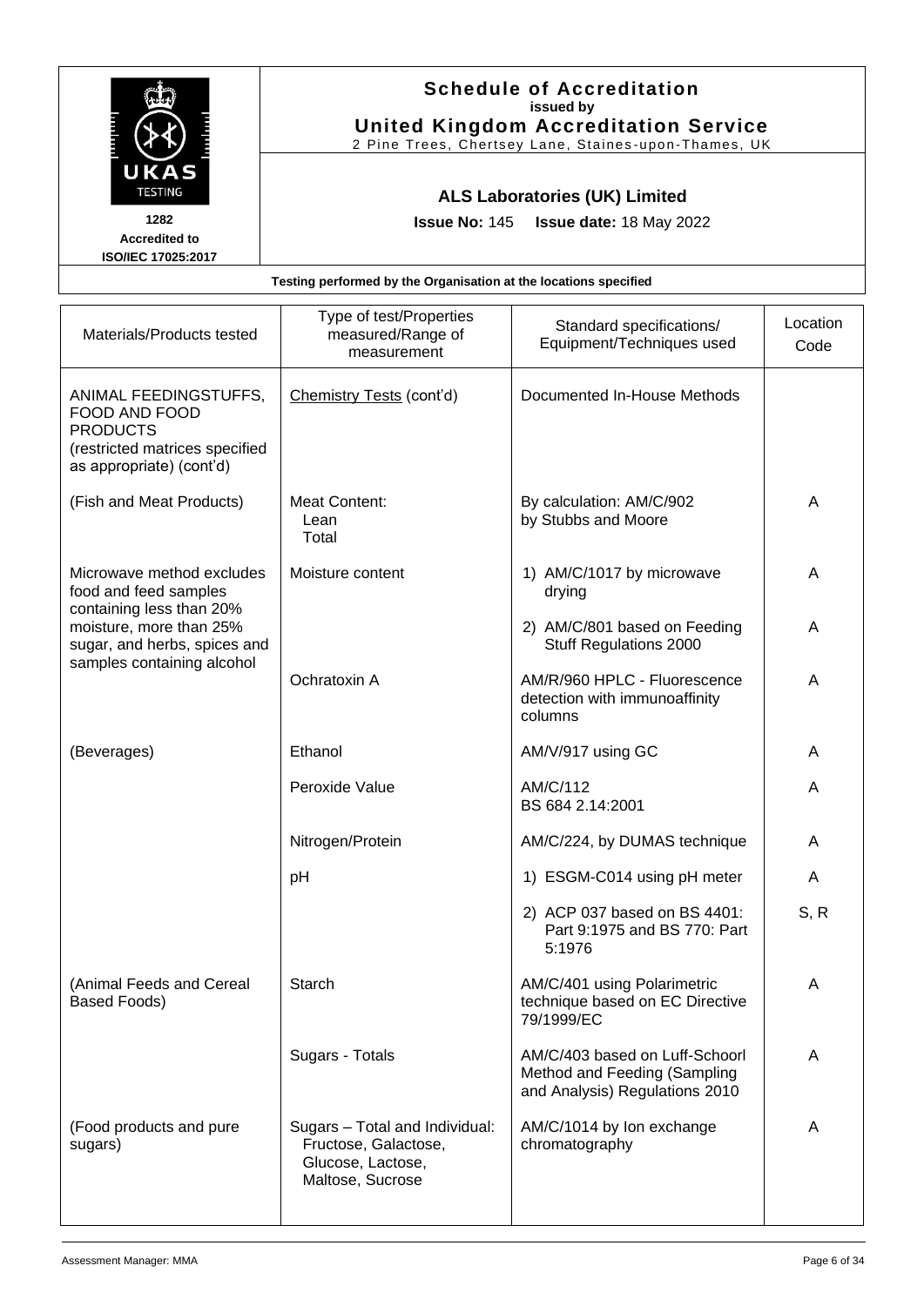# Schedule of Accreditation

**issued by**

**United Kingdom Accreditation Service**

2 Pine Trees, Chertsey Lane, Staines-upon-Thames, UK

1282
Accredited to
ISO/IEC 17025:2017

**ALS Laboratories (UK) Limited**

**Issue No:** 145 **Issue date:** 18 May 2022

**Testing performed by the Organisation at the locations specified**

| Materials/Products tested | Type of test/Properties measured/Range of measurement | Standard specifications/ Equipment/Techniques used | Location Code |
|---|---|---|---|
| ANIMAL FEEDINGSTUFFS, FOOD AND FOOD PRODUCTS (restricted matrices specified as appropriate) (cont'd) | Chemistry Tests (cont'd) | Documented In-House Methods | |
| (Fish and Meat Products) | Meat Content: Lean Total | By calculation: AM/C/902 by Stubbs and Moore | A |
| Microwave method excludes food and feed samples containing less than 20% moisture, more than 25% sugar, and herbs, spices and samples containing alcohol | Moisture content | 1) AM/C/1017 by microwave drying | A |
| | | 2) AM/C/801 based on Feeding Stuff Regulations 2000 | A |
| | Ochratoxin A | AM/R/960 HPLC - Fluorescence detection with immunoaffinity columns | A |
| (Beverages) | Ethanol | AM/V/917 using GC | A |
| | Peroxide Value | AM/C/112 BS 684 2.14:2001 | A |
| | Nitrogen/Protein | AM/C/224, by DUMAS technique | A |
| | pH | 1) ESGM-C014 using pH meter | A |
| | | 2) ACP 037 based on BS 4401: Part 9:1975 and BS 770: Part 5:1976 | S, R |
| (Animal Feeds and Cereal Based Foods) | Starch | AM/C/401 using Polarimetric technique based on EC Directive 79/1999/EC | A |
| | Sugars - Totals | AM/C/403 based on Luff-Schoorl Method and Feeding (Sampling and Analysis) Regulations 2010 | A |
| (Food products and pure sugars) | Sugars – Total and Individual: Fructose, Galactose, Glucose, Lactose, Maltose, Sucrose | AM/C/1014 by Ion exchange chromatography | A |

Assessment Manager: MMA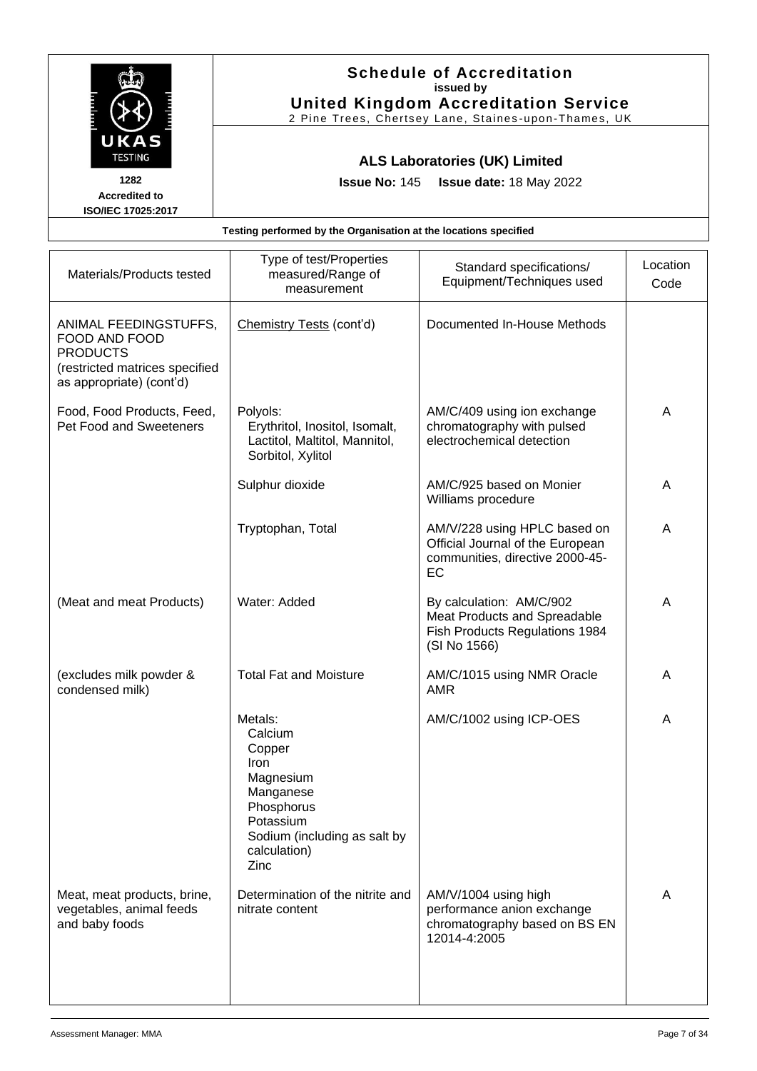# Schedule of Accreditation

issued by

**United Kingdom Accreditation Service**

2 Pine Trees, Chertsey Lane, Staines-upon-Thames, UK

1282
Accredited to
ISO/IEC 17025:2017

## ALS Laboratories (UK) Limited

**Issue No:** 145 **Issue date:** 18 May 2022

**Testing performed by the Organisation at the locations specified**

| Materials/Products tested | Type of test/Properties measured/Range of measurement | Standard specifications/ Equipment/Techniques used | Location Code |
|---|---|---|---|
| ANIMAL FEEDINGSTUFFS, FOOD AND FOOD PRODUCTS (restricted matrices specified as appropriate) (cont'd) | Chemistry Tests (cont'd) | Documented In-House Methods | |
| Food, Food Products, Feed, Pet Food and Sweeteners | Polyols: Erythritol, Inositol, Isomalt, Lactitol, Maltitol, Mannitol, Sorbitol, Xylitol | AM/C/409 using ion exchange chromatography with pulsed electrochemical detection | A |
| | Sulphur dioxide | AM/C/925 based on Monier Williams procedure | A |
| | Tryptophan, Total | AM/V/228 using HPLC based on Official Journal of the European communities, directive 2000-45-EC | A |
| (Meat and meat Products) | Water: Added | By calculation: AM/C/902 Meat Products and Spreadable Fish Products Regulations 1984 (SI No 1566) | A |
| (excludes milk powder & condensed milk) | Total Fat and Moisture | AM/C/1015 using NMR Oracle AMR | A |
| | Metals: Calcium, Copper, Iron, Magnesium, Manganese, Phosphorus, Potassium, Sodium (including as salt by calculation), Zinc | AM/C/1002 using ICP-OES | A |
| Meat, meat products, brine, vegetables, animal feeds and baby foods | Determination of the nitrite and nitrate content | AM/V/1004 using high performance anion exchange chromatography based on BS EN 12014-4:2005 | A |

Assessment Manager: MMA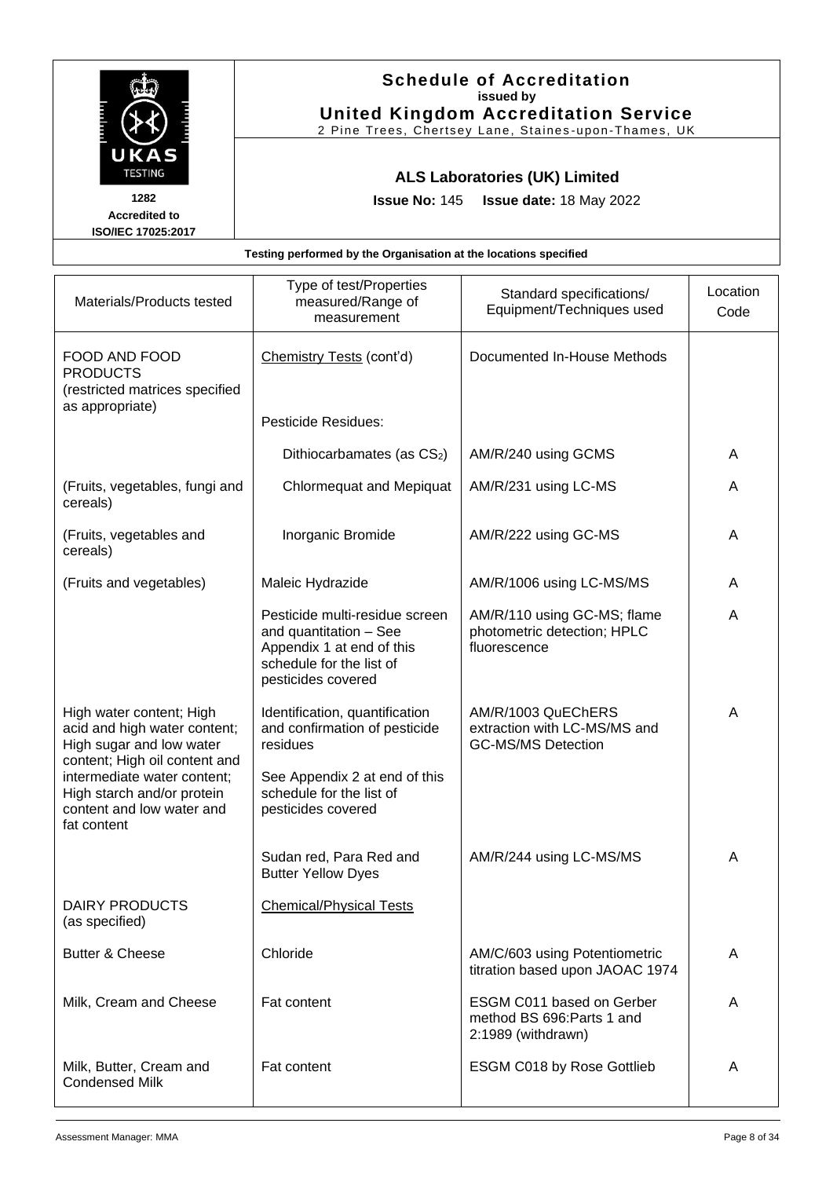# Schedule of Accreditation

issued by

**United Kingdom Accreditation Service**

2 Pine Trees, Chertsey Lane, Staines-upon-Thames, UK

1282
Accredited to
ISO/IEC 17025:2017

## ALS Laboratories (UK) Limited

**Issue No:** 145 **Issue date:** 18 May 2022

**Testing performed by the Organisation at the locations specified**

| Materials/Products tested | Type of test/Properties measured/Range of measurement | Standard specifications/ Equipment/Techniques used | Location Code |
|---|---|---|---|
| FOOD AND FOOD PRODUCTS (restricted matrices specified as appropriate) | Chemistry Tests (cont'd) | Documented In-House Methods | |
| | Pesticide Residues: | | |
| | Dithiocarbamates (as $CS_2$) | AM/R/240 using GCMS | A |
| (Fruits, vegetables, fungi and cereals) | Chlormequat and Mepiquat | AM/R/231 using LC-MS | A |
| (Fruits, vegetables and cereals) | Inorganic Bromide | AM/R/222 using GC-MS | A |
| (Fruits and vegetables) | Maleic Hydrazide | AM/R/1006 using LC-MS/MS | A |
| | Pesticide multi-residue screen and quantitation – See Appendix 1 at end of this schedule for the list of pesticides covered | AM/R/110 using GC-MS; flame photometric detection; HPLC fluorescence | A |
| High water content; High acid and high water content; High sugar and low water content; High oil content and intermediate water content; High starch and/or protein content and low water and fat content | Identification, quantification and confirmation of pesticide residues<br>See Appendix 2 at end of this schedule for the list of pesticides covered | AM/R/1003 QuEChERS extraction with LC-MS/MS and GC-MS/MS Detection | A |
| | Sudan red, Para Red and Butter Yellow Dyes | AM/R/244 using LC-MS/MS | A |
| DAIRY PRODUCTS (as specified) | Chemical/Physical Tests | | |
| Butter & Cheese | Chloride | AM/C/603 using Potentiometric titration based upon JAOAC 1974 | A |
| Milk, Cream and Cheese | Fat content | ESGM C011 based on Gerber method BS 696:Parts 1 and 2:1989 (withdrawn) | A |
| Milk, Butter, Cream and Condensed Milk | Fat content | ESGM C018 by Rose Gottlieb | A |

Assessment Manager: MMA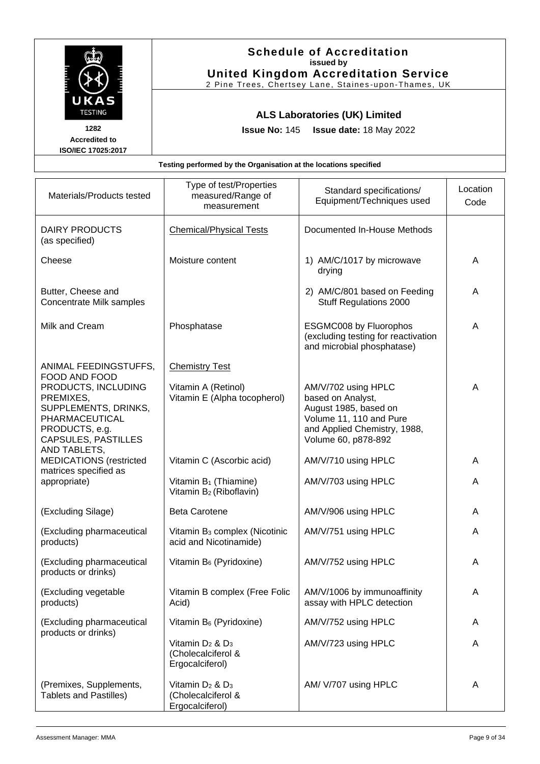**Schedule of Accreditation**
**issued by**
**United Kingdom Accreditation Service**
2 Pine Trees, Chertsey Lane, Staines-upon-Thames, UK

UKAS TESTING
**1282**
**Accredited to**
**ISO/IEC 17025:2017**

**ALS Laboratories (UK) Limited**

**Issue No:** 145 **Issue date:** 18 May 2022

**Testing performed by the Organisation at the locations specified**

| Materials/Products tested | Type of test/Properties measured/Range of measurement | Standard specifications/ Equipment/Techniques used | Location Code |
|---|---|---|---|
| DAIRY PRODUCTS (as specified) | Chemical/Physical Tests | Documented In-House Methods | |
| Cheese | Moisture content | 1) AM/C/1017 by microwave drying | A |
| Butter, Cheese and Concentrate Milk samples | | 2) AM/C/801 based on Feeding Stuff Regulations 2000 | A |
| Milk and Cream | Phosphatase | ESGMC008 by Fluorophos (excluding testing for reactivation and microbial phosphatase) | A |
| ANIMAL FEEDINGSTUFFS, FOOD AND FOOD PRODUCTS, INCLUDING PREMIXES, SUPPLEMENTS, DRINKS, PHARMACEUTICAL PRODUCTS, e.g. CAPSULES, PASTILLES AND TABLETS, MEDICATIONS (restricted matrices specified as appropriate) | Chemistry Test | | |
| | Vitamin A (Retinol) Vitamin E (Alpha tocopherol) | AM/V/702 using HPLC based on Analyst, August 1985, based on Volume 11, 110 and Pure and Applied Chemistry, 1988, Volume 60, p878-892 | A |
| | Vitamin C (Ascorbic acid) | AM/V/710 using HPLC | A |
| | Vitamin $B_1$ (Thiamine) Vitamin $B_2$ (Riboflavin) | AM/V/703 using HPLC | A |
| (Excluding Silage) | Beta Carotene | AM/V/906 using HPLC | A |
| (Excluding pharmaceutical products) | Vitamin $B_3$ complex (Nicotinic acid and Nicotinamide) | AM/V/751 using HPLC | A |
| (Excluding pharmaceutical products or drinks) | Vitamin $B_6$ (Pyridoxine) | AM/V/752 using HPLC | A |
| (Excluding vegetable products) | Vitamin B complex (Free Folic Acid) | AM/V/1006 by immunoaffinity assay with HPLC detection | A |
| (Excluding pharmaceutical products or drinks) | Vitamin $B_6$ (Pyridoxine) | AM/V/752 using HPLC | A |
| | Vitamin $D_2$ & $D_3$ (Cholecalciferol & Ergocalciferol) | AM/V/723 using HPLC | A |
| (Premixes, Supplements, Tablets and Pastilles) | Vitamin $D_2$ & $D_3$ (Cholecalciferol & Ergocalciferol) | AM/ V/707 using HPLC | A |

Assessment Manager: MMA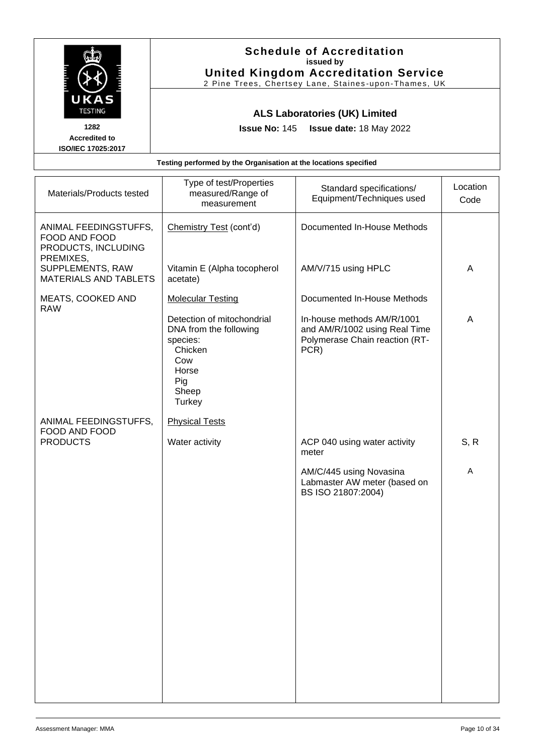## Schedule of Accreditation
**issued by**
**United Kingdom Accreditation Service**
2 Pine Trees, Chertsey Lane, Staines-upon-Thames, UK

UKAS TESTING
**1282**
**Accredited to ISO/IEC 17025:2017**

### ALS Laboratories (UK) Limited

**Issue No:** 145 **Issue date:** 18 May 2022

**Testing performed by the Organisation at the locations specified**

| Materials/Products tested | Type of test/Properties measured/Range of measurement | Standard specifications/ Equipment/Techniques used | Location Code |
|---|---|---|---|
| ANIMAL FEEDINGSTUFFS, FOOD AND FOOD PRODUCTS, INCLUDING PREMIXES, SUPPLEMENTS, RAW MATERIALS AND TABLETS | Chemistry Test (cont'd) | Documented In-House Methods | |
| | Vitamin E (Alpha tocopherol acetate) | AM/V/715 using HPLC | A |
| MEATS, COOKED AND RAW | Molecular Testing | Documented In-House Methods | |
| | Detection of mitochondrial DNA from the following species: Chicken, Cow, Horse, Pig, Sheep, Turkey | In-house methods AM/R/1001 and AM/R/1002 using Real Time Polymerase Chain reaction (RT-PCR) | A |
| ANIMAL FEEDINGSTUFFS, FOOD AND FOOD PRODUCTS | Physical Tests | | |
| | Water activity | ACP 040 using water activity meter | S, R |
| | | AM/C/445 using Novasina Labmaster AW meter (based on BS ISO 21807:2004) | A |

Assessment Manager: MMA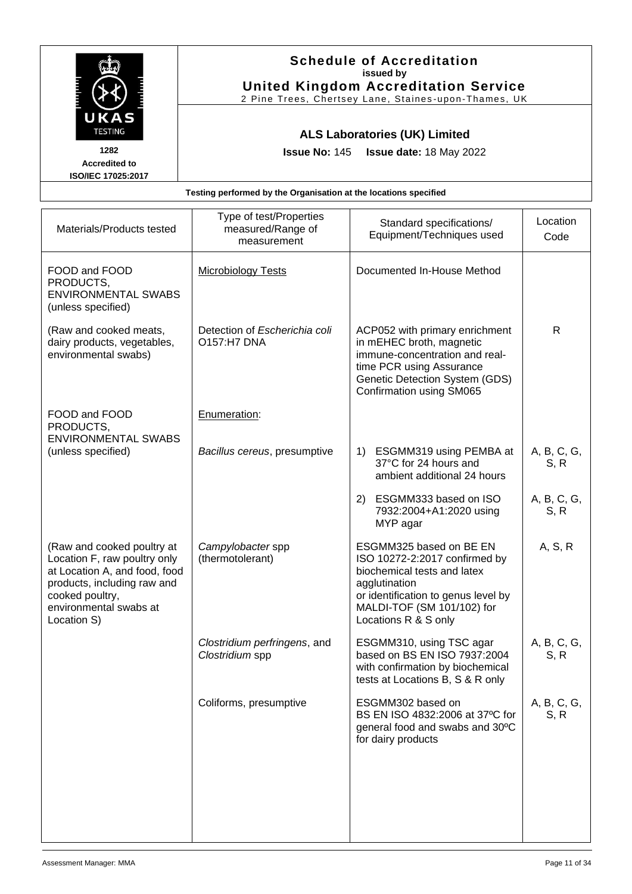# Schedule of Accreditation
**issued by**
**United Kingdom Accreditation Service**
2 Pine Trees, Chertsey Lane, Staines-upon-Thames, UK

1282
Accredited to
ISO/IEC 17025:2017

## ALS Laboratories (UK) Limited

**Issue No:** 145 **Issue date:** 18 May 2022

**Testing performed by the Organisation at the locations specified**

| Materials/Products tested | Type of test/Properties measured/Range of measurement | Standard specifications/ Equipment/Techniques used | Location Code |
|---|---|---|---|
| FOOD and FOOD PRODUCTS, ENVIRONMENTAL SWABS (unless specified) | Microbiology Tests | Documented In-House Method | |
| (Raw and cooked meats, dairy products, vegetables, environmental swabs) | Detection of *Escherichia coli* O157:H7 DNA | ACP052 with primary enrichment in mEHEC broth, magnetic immune-concentration and real-time PCR using Assurance Genetic Detection System (GDS) Confirmation using SM065 | R |
| FOOD and FOOD PRODUCTS, ENVIRONMENTAL SWABS (unless specified) | Enumeration: | | |
| | *Bacillus cereus*, presumptive | 1) ESGMM319 using PEMBA at 37°C for 24 hours and ambient additional 24 hours | A, B, C, G, S, R |
| | | 2) ESGMM333 based on ISO 7932:2004+A1:2020 using MYP agar | A, B, C, G, S, R |
| (Raw and cooked poultry at Location F, raw poultry only at Location A, and food, food products, including raw and cooked poultry, environmental swabs at Location S) | *Campylobacter* spp (thermotolerant) | ESGMM325 based on BE EN ISO 10272-2:2017 confirmed by biochemical tests and latex agglutination or identification to genus level by MALDI-TOF (SM 101/102) for Locations R & S only | A, S, R |
| | *Clostridium perfringens*, and *Clostridium* spp | ESGMM310, using TSC agar based on BS EN ISO 7937:2004 with confirmation by biochemical tests at Locations B, S & R only | A, B, C, G, S, R |
| | Coliforms, presumptive | ESGMM302 based on BS EN ISO 4832:2006 at 37ºC for general food and swabs and 30ºC for dairy products | A, B, C, G, S, R |

Assessment Manager: MMA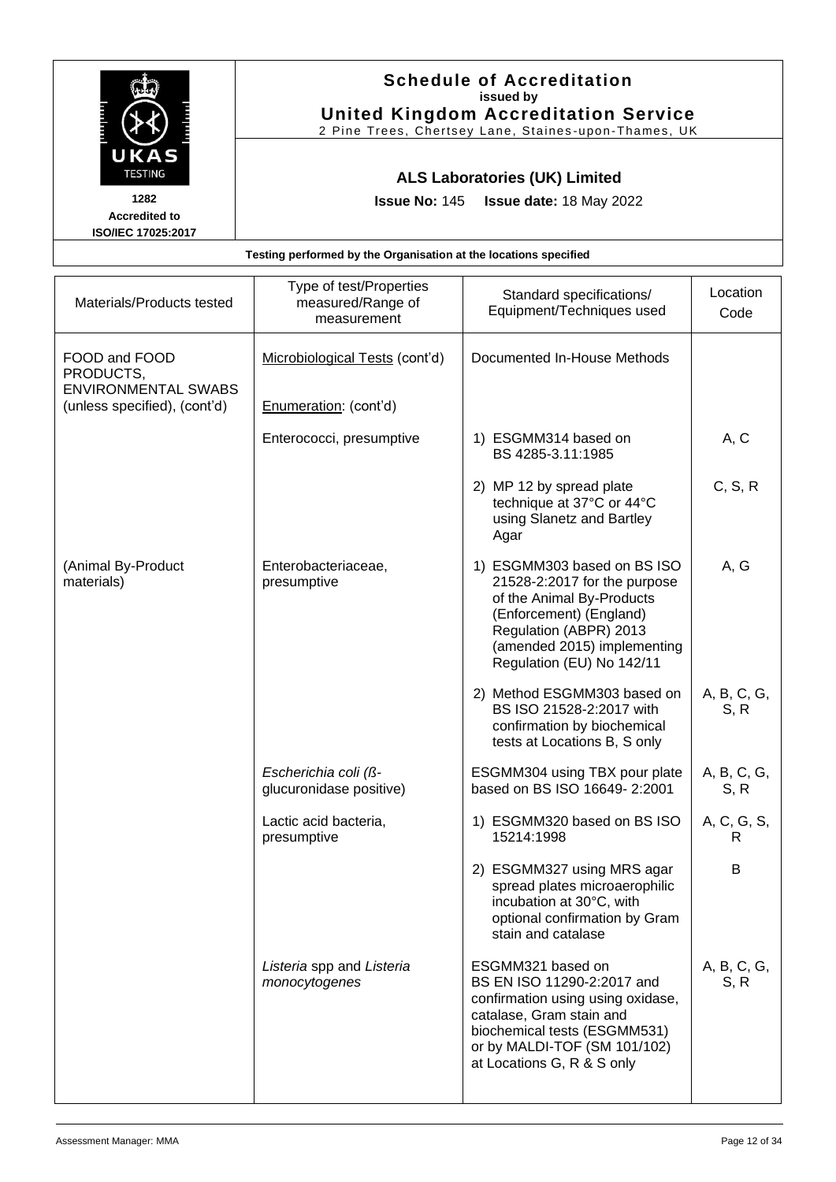**Schedule of Accreditation**
**issued by**
**United Kingdom Accreditation Service**
2 Pine Trees, Chertsey Lane, Staines-upon-Thames, UK

UKAS TESTING
**1282**
**Accredited to ISO/IEC 17025:2017**

## ALS Laboratories (UK) Limited

**Issue No:** 145 **Issue date:** 18 May 2022

**Testing performed by the Organisation at the locations specified**

| Materials/Products tested | Type of test/Properties measured/Range of measurement | Standard specifications/ Equipment/Techniques used | Location Code |
|---|---|---|---|
| FOOD and FOOD PRODUCTS, ENVIRONMENTAL SWABS (unless specified), (cont'd) | Microbiological Tests (cont'd)<br><br>Enumeration: (cont'd) | Documented In-House Methods | |
| | Enterococci, presumptive | 1) ESGMM314 based on BS 4285-3.11:1985 | A, C |
| | | 2) MP 12 by spread plate technique at 37°C or 44°C using Slanetz and Bartley Agar | C, S, R |
| (Animal By-Product materials) | Enterobacteriaceae, presumptive | 1) ESGMM303 based on BS ISO 21528-2:2017 for the purpose of the Animal By-Products (Enforcement) (England) Regulation (ABPR) 2013 (amended 2015) implementing Regulation (EU) No 142/11 | A, G |
| | | 2) Method ESGMM303 based on BS ISO 21528-2:2017 with confirmation by biochemical tests at Locations B, S only | A, B, C, G, S, R |
| | *Escherichia coli* (ß-glucuronidase positive) | ESGMM304 using TBX pour plate based on BS ISO 16649- 2:2001 | A, B, C, G, S, R |
| | Lactic acid bacteria, presumptive | 1) ESGMM320 based on BS ISO 15214:1998 | A, C, G, S, R |
| | | 2) ESGMM327 using MRS agar spread plates microaerophilic incubation at 30°C, with optional confirmation by Gram stain and catalase | B |
| | *Listeria* spp and *Listeria monocytogenes* | ESGMM321 based on BS EN ISO 11290-2:2017 and confirmation using using oxidase, catalase, Gram stain and biochemical tests (ESGMM531) or by MALDI-TOF (SM 101/102) at Locations G, R & S only | A, B, C, G, S, R |

Assessment Manager: MMA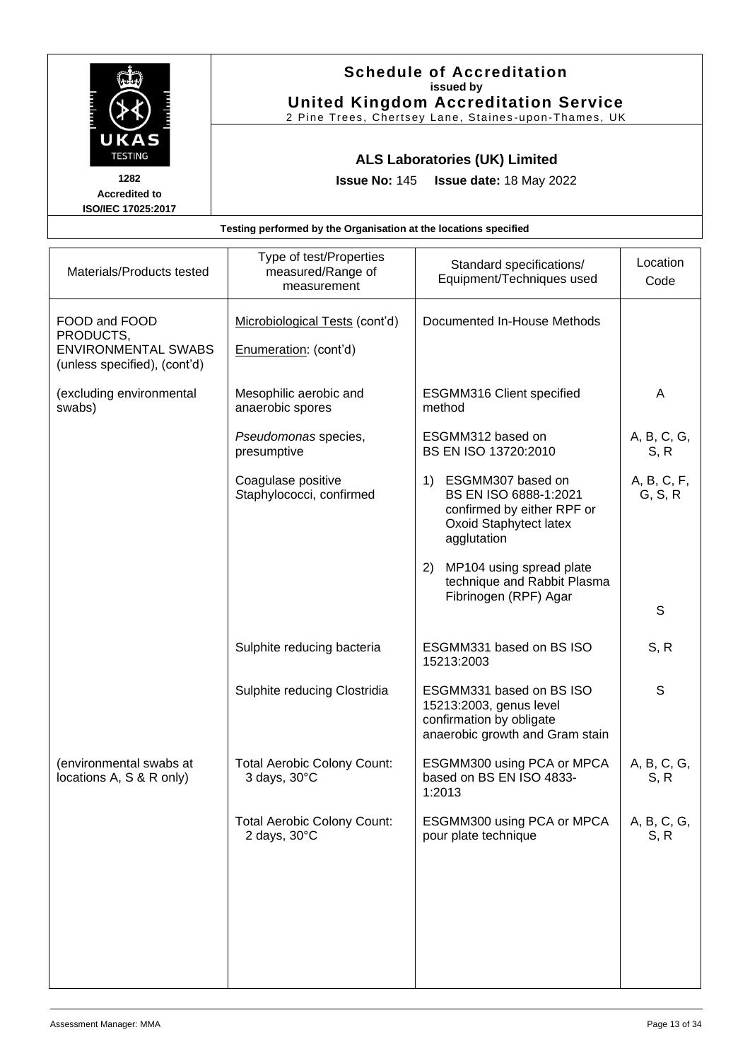# Schedule of Accreditation
**issued by**
**United Kingdom Accreditation Service**
2 Pine Trees, Chertsey Lane, Staines-upon-Thames, UK

UKAS TESTING
1282
Accredited to
ISO/IEC 17025:2017

## ALS Laboratories (UK) Limited

**Issue No:** 145 **Issue date:** 18 May 2022

**Testing performed by the Organisation at the locations specified**

| Materials/Products tested | Type of test/Properties measured/Range of measurement | Standard specifications/ Equipment/Techniques used | Location Code |
|---|---|---|---|
| FOOD and FOOD PRODUCTS, ENVIRONMENTAL SWABS (unless specified), (cont'd) | Microbiological Tests (cont'd)<br><br>Enumeration: (cont'd) | Documented In-House Methods | |
| (excluding environmental swabs) | Mesophilic aerobic and anaerobic spores | ESGMM316 Client specified method | A |
| | *Pseudomonas* species, presumptive | ESGMM312 based on BS EN ISO 13720:2010 | A, B, C, G, S, R |
| | Coagulase positive Staphylococci, confirmed | 1) ESGMM307 based on BS EN ISO 6888-1:2021 confirmed by either RPF or Oxoid Staphytect latex agglutation | A, B, C, F, G, S, R |
| | | 2) MP104 using spread plate technique and Rabbit Plasma Fibrinogen (RPF) Agar | S |
| | Sulphite reducing bacteria | ESGMM331 based on BS ISO 15213:2003 | S, R |
| | Sulphite reducing Clostridia | ESGMM331 based on BS ISO 15213:2003, genus level confirmation by obligate anaerobic growth and Gram stain | S |
| (environmental swabs at locations A, S & R only) | Total Aerobic Colony Count: 3 days, 30°C | ESGMM300 using PCA or MPCA based on BS EN ISO 4833-1:2013 | A, B, C, G, S, R |
| | Total Aerobic Colony Count: 2 days, 30°C | ESGMM300 using PCA or MPCA pour plate technique | A, B, C, G, S, R |

Assessment Manager: MMA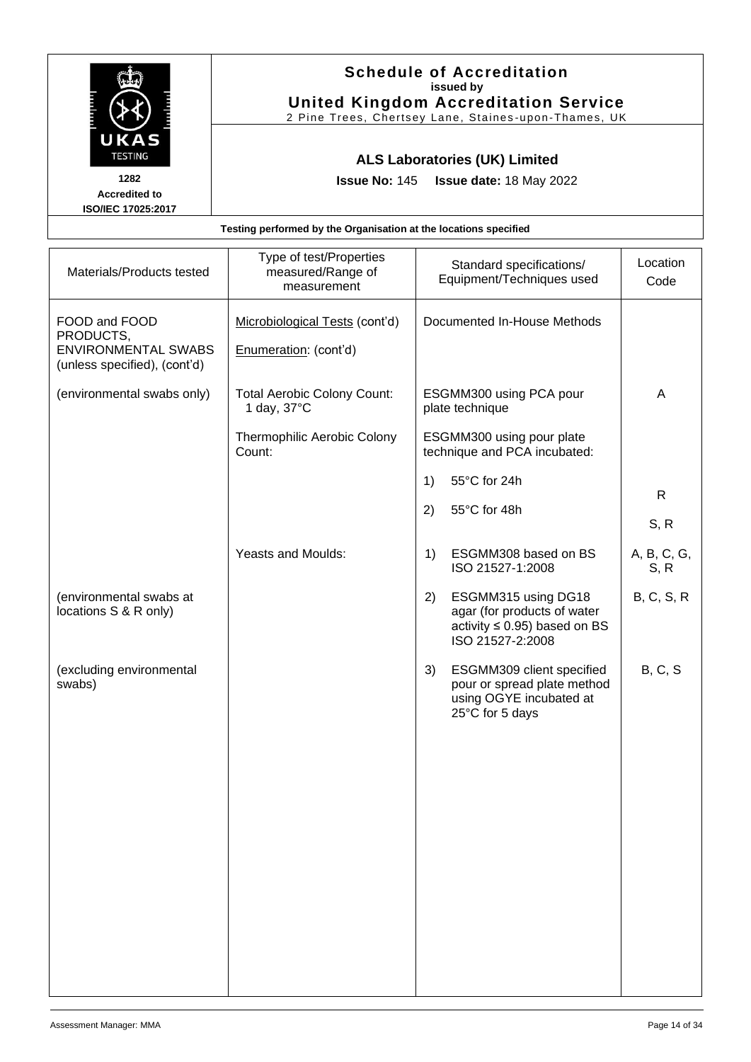# Schedule of Accreditation
**issued by**
**United Kingdom Accreditation Service**
2 Pine Trees, Chertsey Lane, Staines-upon-Thames, UK

UKAS TESTING
1282
Accredited to ISO/IEC 17025:2017

## ALS Laboratories (UK) Limited

**Issue No:** 145 **Issue date:** 18 May 2022

**Testing performed by the Organisation at the locations specified**

| Materials/Products tested | Type of test/Properties measured/Range of measurement | Standard specifications/ Equipment/Techniques used | Location Code |
|---|---|---|---|
| FOOD and FOOD PRODUCTS, ENVIRONMENTAL SWABS (unless specified), (cont'd) | Microbiological Tests (cont'd)<br><br>Enumeration: (cont'd) | Documented In-House Methods | |
| (environmental swabs only) | Total Aerobic Colony Count: 1 day, 37°C | ESGMM300 using PCA pour plate technique | A |
| | Thermophilic Aerobic Colony Count: | ESGMM300 using pour plate technique and PCA incubated: | |
| | | 1) 55°C for 24h | R |
| | | 2) 55°C for 48h | S, R |
| | Yeasts and Moulds: | 1) ESGMM308 based on BS ISO 21527-1:2008 | A, B, C, G, S, R |
| (environmental swabs at locations S & R only) | | 2) ESGMM315 using DG18 agar (for products of water activity ≤ 0.95) based on BS ISO 21527-2:2008 | B, C, S, R |
| (excluding environmental swabs) | | 3) ESGMM309 client specified pour or spread plate method using OGYE incubated at 25°C for 5 days | B, C, S |

Assessment Manager: MMA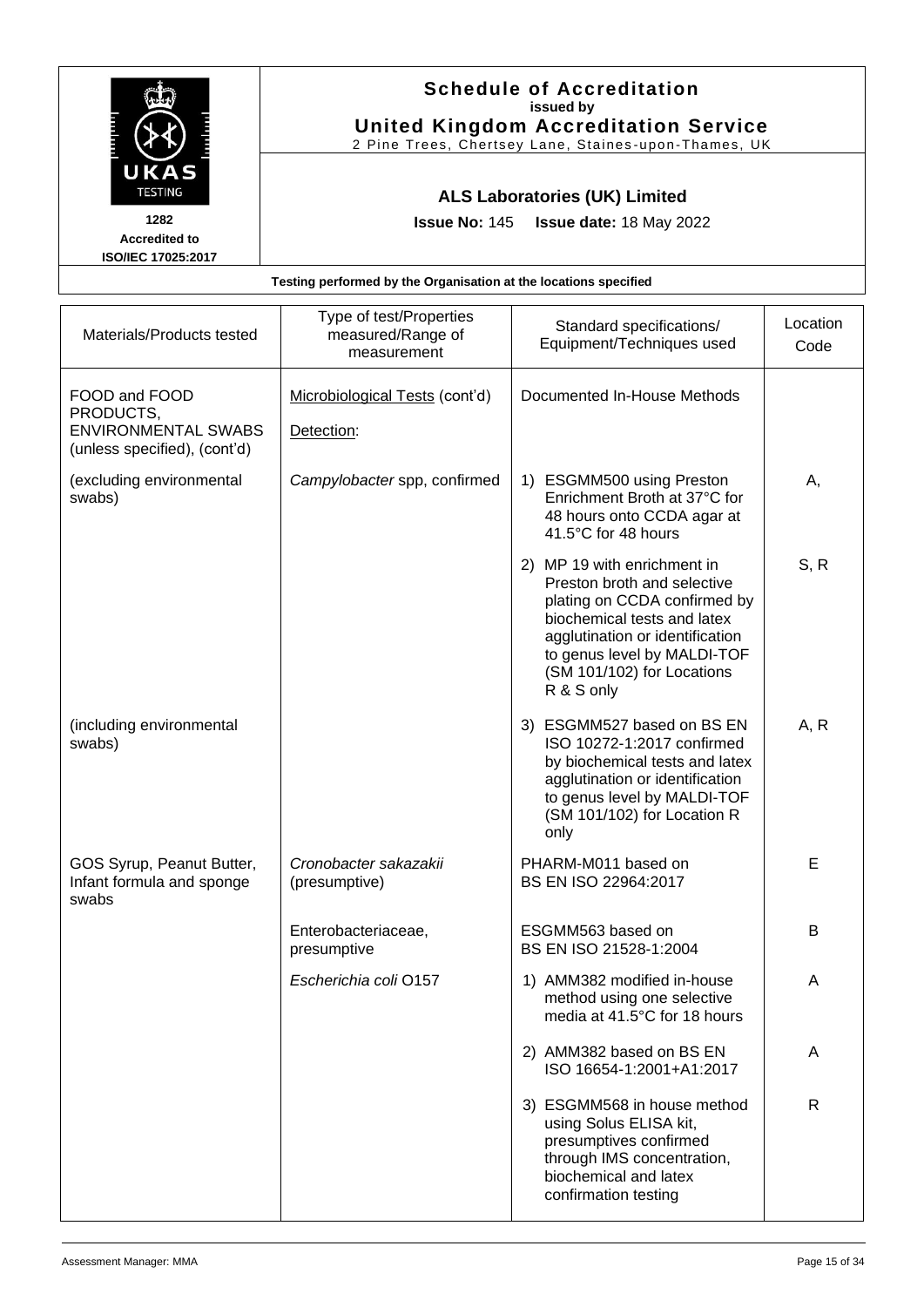# Schedule of Accreditation

issued by

**United Kingdom Accreditation Service**

2 Pine Trees, Chertsey Lane, Staines-upon-Thames, UK

UKAS TESTING

1282

Accredited to ISO/IEC 17025:2017

## ALS Laboratories (UK) Limited

**Issue No:** 145 **Issue date:** 18 May 2022

**Testing performed by the Organisation at the locations specified**

| Materials/Products tested | Type of test/Properties measured/Range of measurement | Standard specifications/ Equipment/Techniques used | Location Code |
|---|---|---|---|
| FOOD and FOOD PRODUCTS, ENVIRONMENTAL SWABS (unless specified), (cont'd) | Microbiological Tests (cont'd) | Documented In-House Methods | |
| | Detection: | | |
| (excluding environmental swabs) | *Campylobacter* spp, confirmed | 1) ESGMM500 using Preston Enrichment Broth at 37°C for 48 hours onto CCDA agar at 41.5°C for 48 hours | A, |
| | | 2) MP 19 with enrichment in Preston broth and selective plating on CCDA confirmed by biochemical tests and latex agglutination or identification to genus level by MALDI-TOF (SM 101/102) for Locations R & S only | S, R |
| (including environmental swabs) | | 3) ESGMM527 based on BS EN ISO 10272-1:2017 confirmed by biochemical tests and latex agglutination or identification to genus level by MALDI-TOF (SM 101/102) for Location R only | A, R |
| GOS Syrup, Peanut Butter, Infant formula and sponge swabs | *Cronobacter sakazakii* (presumptive) | PHARM-M011 based on BS EN ISO 22964:2017 | E |
| | Enterobacteriaceae, presumptive | ESGMM563 based on BS EN ISO 21528-1:2004 | B |
| | *Escherichia coli* O157 | 1) AMM382 modified in-house method using one selective media at 41.5°C for 18 hours | A |
| | | 2) AMM382 based on BS EN ISO 16654-1:2001+A1:2017 | A |
| | | 3) ESGMM568 in house method using Solus ELISA kit, presumptives confirmed through IMS concentration, biochemical and latex confirmation testing | R |

Assessment Manager: MMA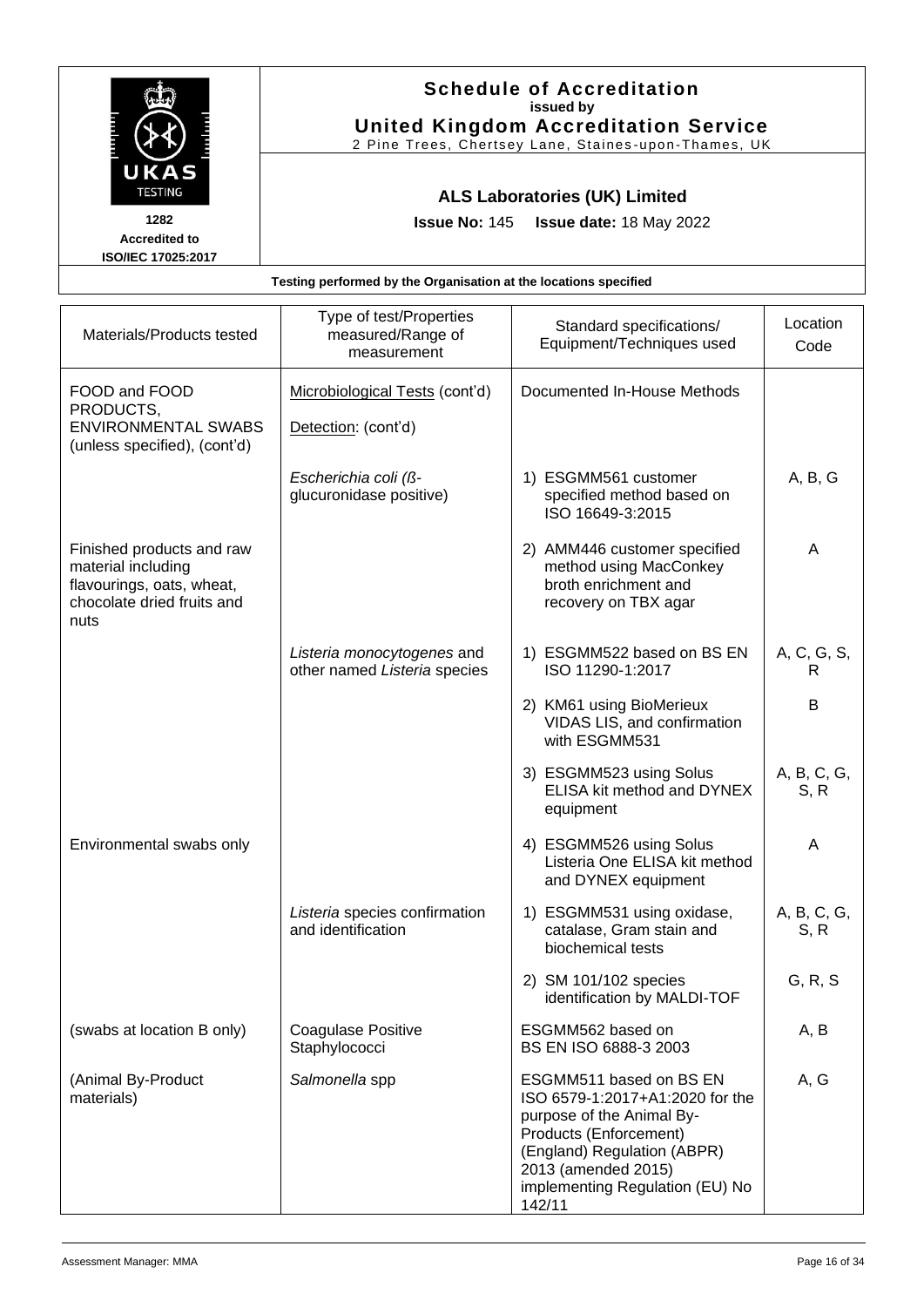# Schedule of Accreditation
issued by
**United Kingdom Accreditation Service**
2 Pine Trees, Chertsey Lane, Staines-upon-Thames, UK

1282
Accredited to
ISO/IEC 17025:2017

## ALS Laboratories (UK) Limited

**Issue No:** 145 **Issue date:** 18 May 2022

**Testing performed by the Organisation at the locations specified**

| Materials/Products tested | Type of test/Properties measured/Range of measurement | Standard specifications/ Equipment/Techniques used | Location Code |
|---|---|---|---|
| FOOD and FOOD PRODUCTS, ENVIRONMENTAL SWABS (unless specified), (cont'd) | Microbiological Tests (cont'd) Detection: (cont'd) | Documented In-House Methods | |
| | *Escherichia coli* (ß-glucuronidase positive) | 1) ESGMM561 customer specified method based on ISO 16649-3:2015 | A, B, G |
| Finished products and raw material including flavourings, oats, wheat, chocolate dried fruits and nuts | | 2) AMM446 customer specified method using MacConkey broth enrichment and recovery on TBX agar | A |
| | *Listeria monocytogenes* and other named *Listeria* species | 1) ESGMM522 based on BS EN ISO 11290-1:2017 | A, C, G, S, R |
| | | 2) KM61 using BioMerieux VIDAS LIS, and confirmation with ESGMM531 | B |
| | | 3) ESGMM523 using Solus ELISA kit method and DYNEX equipment | A, B, C, G, S, R |
| Environmental swabs only | | 4) ESGMM526 using Solus Listeria One ELISA kit method and DYNEX equipment | A |
| | *Listeria* species confirmation and identification | 1) ESGMM531 using oxidase, catalase, Gram stain and biochemical tests | A, B, C, G, S, R |
| | | 2) SM 101/102 species identification by MALDI-TOF | G, R, S |
| (swabs at location B only) | Coagulase Positive Staphylococci | ESGMM562 based on BS EN ISO 6888-3 2003 | A, B |
| (Animal By-Product materials) | *Salmonella* spp | ESGMM511 based on BS EN ISO 6579-1:2017+A1:2020 for the purpose of the Animal By-Products (Enforcement) (England) Regulation (ABPR) 2013 (amended 2015) implementing Regulation (EU) No 142/11 | A, G |

Assessment Manager: MMA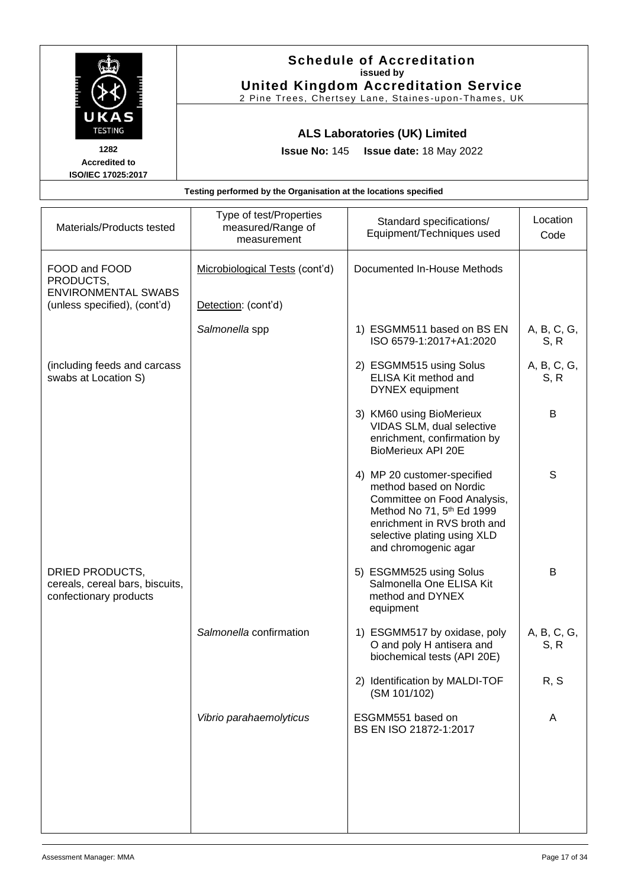# Schedule of Accreditation
**issued by**
**United Kingdom Accreditation Service**
2 Pine Trees, Chertsey Lane, Staines-upon-Thames, UK

UKAS TESTING
1282
Accredited to
ISO/IEC 17025:2017

## ALS Laboratories (UK) Limited

**Issue No:** 145 **Issue date:** 18 May 2022

**Testing performed by the Organisation at the locations specified**

| Materials/Products tested | Type of test/Properties measured/Range of measurement | Standard specifications/ Equipment/Techniques used | Location Code |
|---|---|---|---|
| FOOD and FOOD PRODUCTS, ENVIRONMENTAL SWABS (unless specified), (cont'd) | Microbiological Tests (cont'd) | Documented In-House Methods | |
| | Detection: (cont'd) | | |
| | *Salmonella* spp | 1) ESGMM511 based on BS EN ISO 6579-1:2017+A1:2020 | A, B, C, G, S, R |
| (including feeds and carcass swabs at Location S) | | 2) ESGMM515 using Solus ELISA Kit method and DYNEX equipment | A, B, C, G, S, R |
| | | 3) KM60 using BioMerieux VIDAS SLM, dual selective enrichment, confirmation by BioMerieux API 20E | B |
| | | 4) MP 20 customer-specified method based on Nordic Committee on Food Analysis, Method No 71, 5th Ed 1999 enrichment in RVS broth and selective plating using XLD and chromogenic agar | S |
| DRIED PRODUCTS, cereals, cereal bars, biscuits, confectionary products | | 5) ESGMM525 using Solus Salmonella One ELISA Kit method and DYNEX equipment | B |
| | *Salmonella* confirmation | 1) ESGMM517 by oxidase, poly O and poly H antisera and biochemical tests (API 20E) | A, B, C, G, S, R |
| | | 2) Identification by MALDI-TOF (SM 101/102) | R, S |
| | *Vibrio parahaemolyticus* | ESGMM551 based on BS EN ISO 21872-1:2017 | A |

Assessment Manager: MMA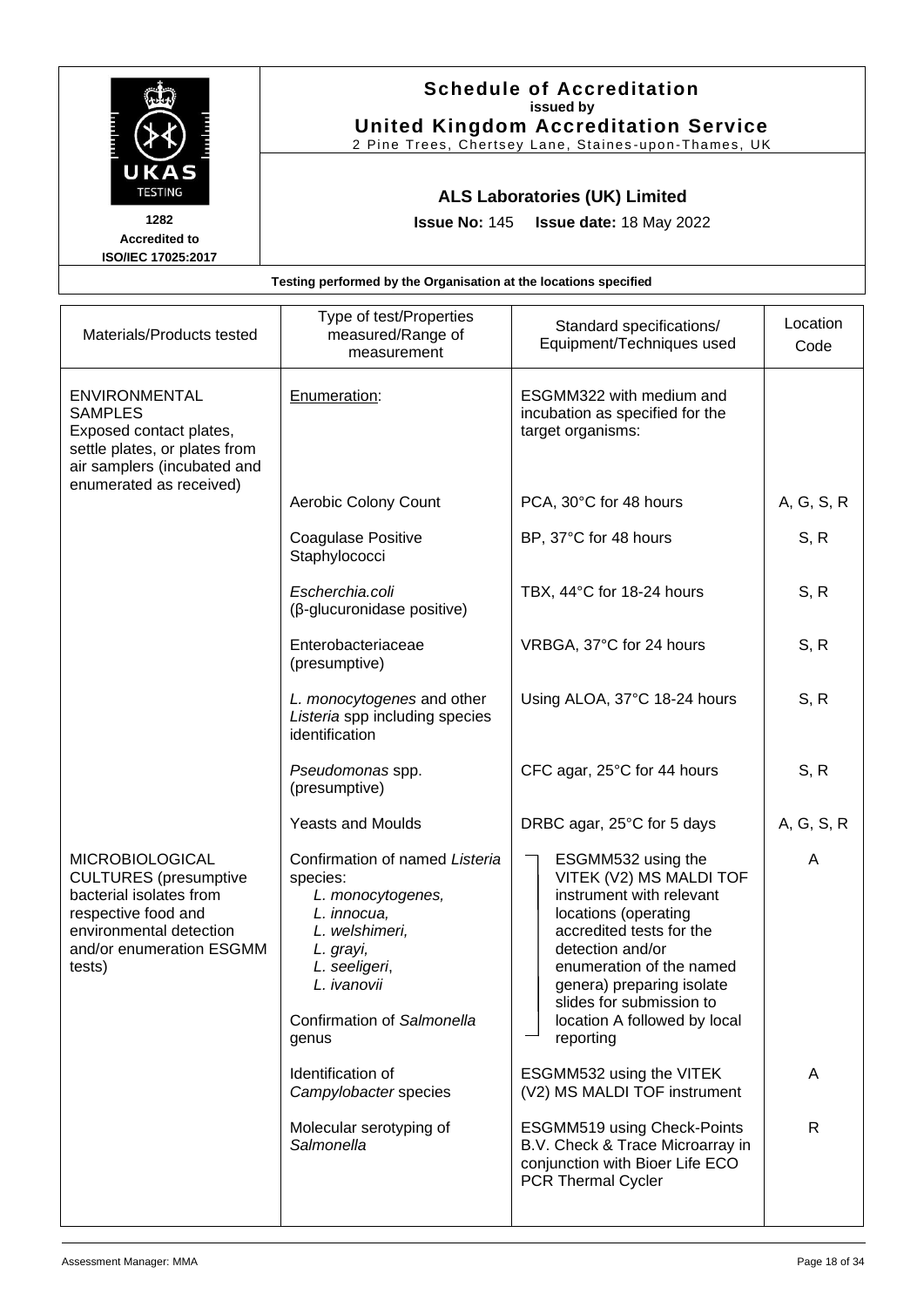# Schedule of Accreditation

**issued by**

**United Kingdom Accreditation Service**

2 Pine Trees, Chertsey Lane, Staines-upon-Thames, UK

UKAS TESTING

1282

Accredited to ISO/IEC 17025:2017

## ALS Laboratories (UK) Limited

**Issue No:** 145 **Issue date:** 18 May 2022

**Testing performed by the Organisation at the locations specified**

| Materials/Products tested | Type of test/Properties measured/Range of measurement | Standard specifications/ Equipment/Techniques used | Location Code |
|---|---|---|---|
| ENVIRONMENTAL SAMPLES<br>Exposed contact plates, settle plates, or plates from air samplers (incubated and enumerated as received) | Enumeration: | ESGMM322 with medium and incubation as specified for the target organisms: | |
| | Aerobic Colony Count | PCA, 30°C for 48 hours | A, G, S, R |
| | Coagulase Positive Staphylococci | BP, 37°C for 48 hours | S, R |
| | *Escherchia.coli* (β-glucuronidase positive) | TBX, 44°C for 18-24 hours | S, R |
| | Enterobacteriaceae (presumptive) | VRBGA, 37°C for 24 hours | S, R |
| | *L. monocytogenes* and other *Listeria* spp including species identification | Using ALOA, 37°C 18-24 hours | S, R |
| | *Pseudomonas* spp. (presumptive) | CFC agar, 25°C for 44 hours | S, R |
| | Yeasts and Moulds | DRBC agar, 25°C for 5 days | A, G, S, R |
| MICROBIOLOGICAL CULTURES (presumptive bacterial isolates from respective food and environmental detection and/or enumeration ESGMM tests) | Confirmation of named *Listeria* species:<br>*L. monocytogenes,*<br>*L. innocua,*<br>*L. welshimeri,*<br>*L. grayi,*<br>*L. seeligeri*,<br>*L. ivanovii*<br><br>Confirmation of *Salmonella* genus | ESGMM532 using the VITEK (V2) MS MALDI TOF instrument with relevant locations (operating accredited tests for the detection and/or enumeration of the named genera) preparing isolate slides for submission to location A followed by local reporting | A |
| | Identification of *Campylobacter* species | ESGMM532 using the VITEK (V2) MS MALDI TOF instrument | A |
| | Molecular serotyping of *Salmonella* | ESGMM519 using Check-Points B.V. Check & Trace Microarray in conjunction with Bioer Life ECO PCR Thermal Cycler | R |

Assessment Manager: MMA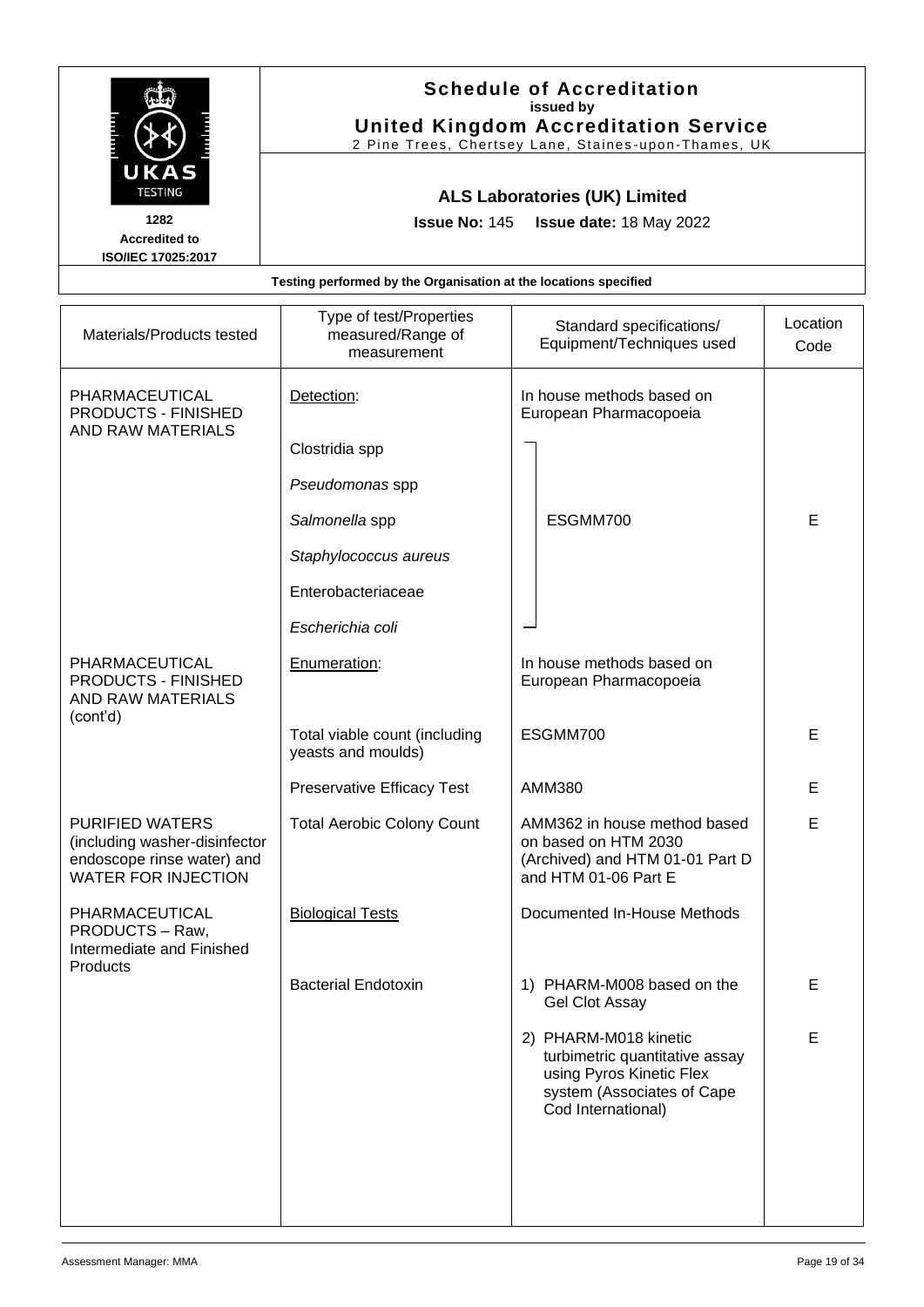# Schedule of Accreditation
issued by
**United Kingdom Accreditation Service**
2 Pine Trees, Chertsey Lane, Staines-upon-Thames, UK

UKAS TESTING
1282
Accredited to
ISO/IEC 17025:2017

## ALS Laboratories (UK) Limited

**Issue No:** 145 **Issue date:** 18 May 2022

**Testing performed by the Organisation at the locations specified**

| Materials/Products tested | Type of test/Properties measured/Range of measurement | Standard specifications/ Equipment/Techniques used | Location Code |
|---|---|---|---|
| PHARMACEUTICAL PRODUCTS - FINISHED AND RAW MATERIALS | Detection: | In house methods based on European Pharmacopoeia | |
| | Clostridia spp | ESGMM700 | E |
| | *Pseudomonas* spp | | |
| | *Salmonella* spp | | |
| | *Staphylococcus aureus* | | |
| | Enterobacteriaceae | | |
| | *Escherichia coli* | | |
| PHARMACEUTICAL PRODUCTS - FINISHED AND RAW MATERIALS (cont'd) | Enumeration: | In house methods based on European Pharmacopoeia | |
| | Total viable count (including yeasts and moulds) | ESGMM700 | E |
| | Preservative Efficacy Test | AMM380 | E |
| PURIFIED WATERS (including washer-disinfector endoscope rinse water) and WATER FOR INJECTION | Total Aerobic Colony Count | AMM362 in house method based on based on HTM 2030 (Archived) and HTM 01-01 Part D and HTM 01-06 Part E | E |
| PHARMACEUTICAL PRODUCTS – Raw, Intermediate and Finished Products | Biological Tests | Documented In-House Methods | |
| | Bacterial Endotoxin | 1) PHARM-M008 based on the Gel Clot Assay | E |
| | | 2) PHARM-M018 kinetic turbimetric quantitative assay using Pyros Kinetic Flex system (Associates of Cape Cod International) | E |

Assessment Manager: MMA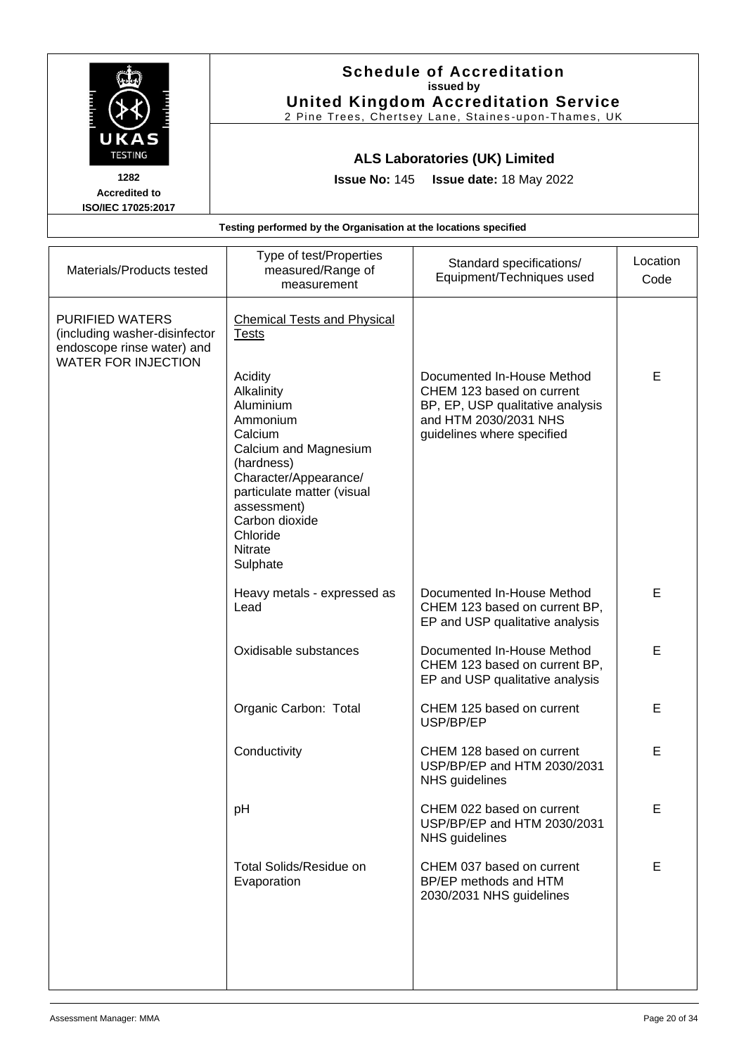# Schedule of Accreditation
**issued by**
**United Kingdom Accreditation Service**
2 Pine Trees, Chertsey Lane, Staines-upon-Thames, UK

UKAS TESTING
1282
Accredited to
ISO/IEC 17025:2017

## ALS Laboratories (UK) Limited

**Issue No:** 145 **Issue date:** 18 May 2022

**Testing performed by the Organisation at the locations specified**

| Materials/Products tested | Type of test/Properties measured/Range of measurement | Standard specifications/ Equipment/Techniques used | Location Code |
|---|---|---|---|
| PURIFIED WATERS (including washer-disinfector endoscope rinse water) and WATER FOR INJECTION | <u>Chemical Tests and Physical Tests</u> | | |
| | Acidity<br>Alkalinity<br>Aluminium<br>Ammonium<br>Calcium<br>Calcium and Magnesium (hardness)<br>Character/Appearance/ particulate matter (visual assessment)<br>Carbon dioxide<br>Chloride<br>Nitrate<br>Sulphate | Documented In-House Method CHEM 123 based on current BP, EP, USP qualitative analysis and HTM 2030/2031 NHS guidelines where specified | E |
| | Heavy metals - expressed as Lead | Documented In-House Method CHEM 123 based on current BP, EP and USP qualitative analysis | E |
| | Oxidisable substances | Documented In-House Method CHEM 123 based on current BP, EP and USP qualitative analysis | E |
| | Organic Carbon: Total | CHEM 125 based on current USP/BP/EP | E |
| | Conductivity | CHEM 128 based on current USP/BP/EP and HTM 2030/2031 NHS guidelines | E |
| | pH | CHEM 022 based on current USP/BP/EP and HTM 2030/2031 NHS guidelines | E |
| | Total Solids/Residue on Evaporation | CHEM 037 based on current BP/EP methods and HTM 2030/2031 NHS guidelines | E |

Assessment Manager: MMA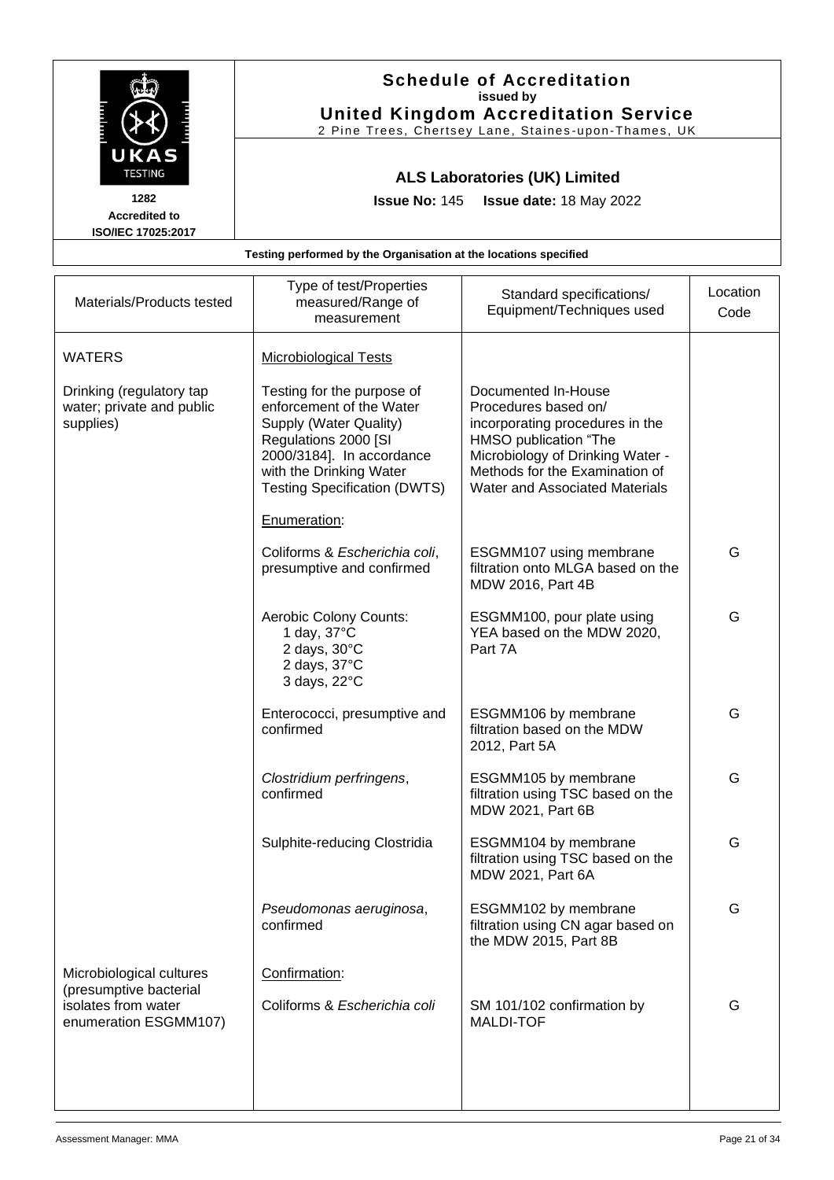# Schedule of Accreditation

**issued by**

**United Kingdom Accreditation Service**

2 Pine Trees, Chertsey Lane, Staines-upon-Thames, UK

1282
Accredited to
ISO/IEC 17025:2017

## ALS Laboratories (UK) Limited

**Issue No:** 145 **Issue date:** 18 May 2022

**Testing performed by the Organisation at the locations specified**

| Materials/Products tested | Type of test/Properties measured/Range of measurement | Standard specifications/ Equipment/Techniques used | Location Code |
|---|---|---|---|
| WATERS | Microbiological Tests | | |
| Drinking (regulatory tap water; private and public supplies) | Testing for the purpose of enforcement of the Water Supply (Water Quality) Regulations 2000 [SI 2000/3184]. In accordance with the Drinking Water Testing Specification (DWTS) | Documented In-House Procedures based on/ incorporating procedures in the HMSO publication "The Microbiology of Drinking Water - Methods for the Examination of Water and Associated Materials | |
| | Enumeration: | | |
| | Coliforms & *Escherichia coli*, presumptive and confirmed | ESGMM107 using membrane filtration onto MLGA based on the MDW 2016, Part 4B | G |
| | Aerobic Colony Counts:<br>1 day, 37°C<br>2 days, 30°C<br>2 days, 37°C<br>3 days, 22°C | ESGMM100, pour plate using YEA based on the MDW 2020, Part 7A | G |
| | Enterococci, presumptive and confirmed | ESGMM106 by membrane filtration based on the MDW 2012, Part 5A | G |
| | *Clostridium perfringens*, confirmed | ESGMM105 by membrane filtration using TSC based on the MDW 2021, Part 6B | G |
| | Sulphite-reducing Clostridia | ESGMM104 by membrane filtration using TSC based on the MDW 2021, Part 6A | G |
| | *Pseudomonas aeruginosa*, confirmed | ESGMM102 by membrane filtration using CN agar based on the MDW 2015, Part 8B | G |
| Microbiological cultures (presumptive bacterial isolates from water enumeration ESGMM107) | Confirmation: | | |
| | Coliforms & *Escherichia coli* | SM 101/102 confirmation by MALDI-TOF | G |

Assessment Manager: MMA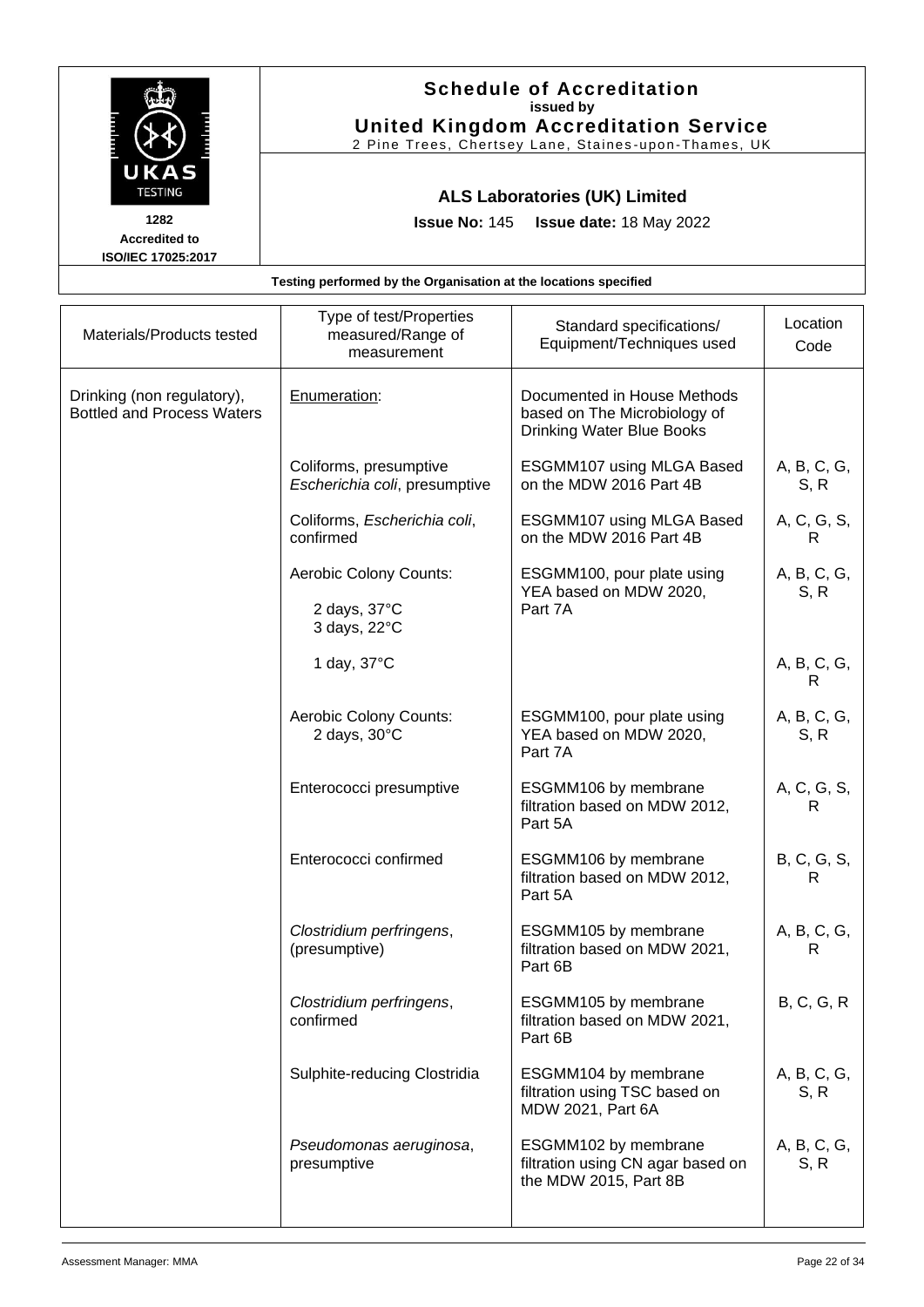# Schedule of Accreditation
**issued by**
**United Kingdom Accreditation Service**
2 Pine Trees, Chertsey Lane, Staines-upon-Thames, UK

1282
**Accredited to ISO/IEC 17025:2017**

## ALS Laboratories (UK) Limited

**Issue No:** 145 **Issue date:** 18 May 2022

**Testing performed by the Organisation at the locations specified**

| Materials/Products tested | Type of test/Properties measured/Range of measurement | Standard specifications/ Equipment/Techniques used | Location Code |
|---|---|---|---|
| Drinking (non regulatory), Bottled and Process Waters | Enumeration: | Documented in House Methods based on The Microbiology of Drinking Water Blue Books | |
| | Coliforms, presumptive *Escherichia coli*, presumptive | ESGMM107 using MLGA Based on the MDW 2016 Part 4B | A, B, C, G, S, R |
| | Coliforms, *Escherichia coli*, confirmed | ESGMM107 using MLGA Based on the MDW 2016 Part 4B | A, C, G, S, R |
| | Aerobic Colony Counts:<br>2 days, 37°C<br>3 days, 22°C | ESGMM100, pour plate using YEA based on MDW 2020, Part 7A | A, B, C, G, S, R |
| | 1 day, 37°C | | A, B, C, G, R |
| | Aerobic Colony Counts:<br>2 days, 30°C | ESGMM100, pour plate using YEA based on MDW 2020, Part 7A | A, B, C, G, S, R |
| | Enterococci presumptive | ESGMM106 by membrane filtration based on MDW 2012, Part 5A | A, C, G, S, R |
| | Enterococci confirmed | ESGMM106 by membrane filtration based on MDW 2012, Part 5A | B, C, G, S, R |
| | *Clostridium perfringens*, (presumptive) | ESGMM105 by membrane filtration based on MDW 2021, Part 6B | A, B, C, G, R |
| | *Clostridium perfringens*, confirmed | ESGMM105 by membrane filtration based on MDW 2021, Part 6B | B, C, G, R |
| | Sulphite-reducing Clostridia | ESGMM104 by membrane filtration using TSC based on MDW 2021, Part 6A | A, B, C, G, S, R |
| | *Pseudomonas aeruginosa*, presumptive | ESGMM102 by membrane filtration using CN agar based on the MDW 2015, Part 8B | A, B, C, G, S, R |

Assessment Manager: MMA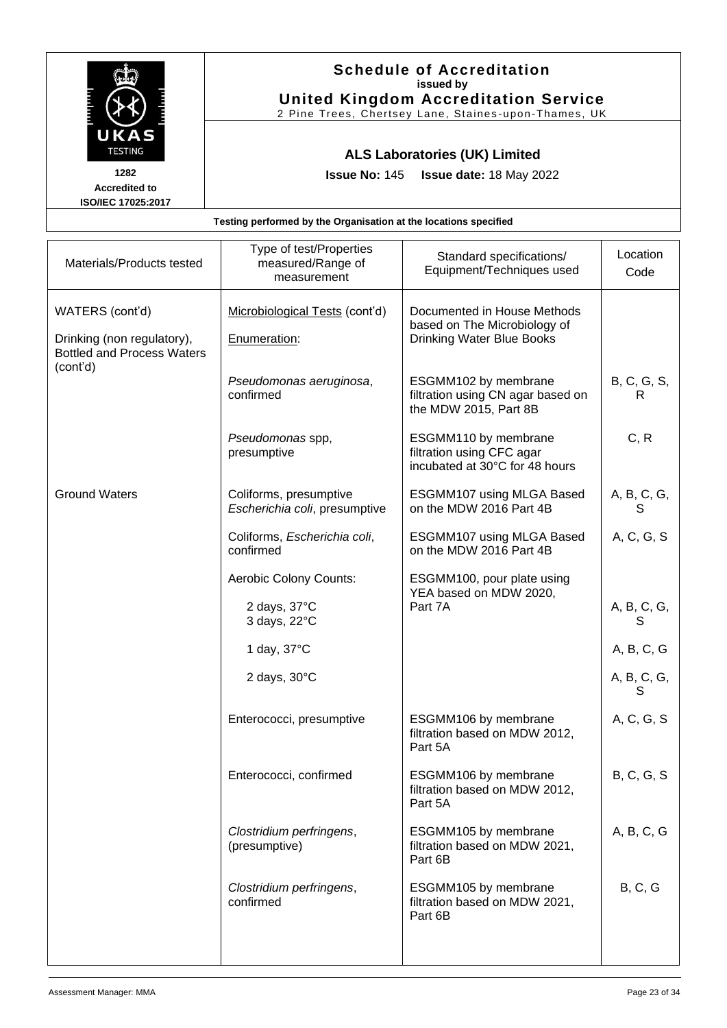# Schedule of Accreditation
**issued by**
**United Kingdom Accreditation Service**
2 Pine Trees, Chertsey Lane, Staines-upon-Thames, UK

1282
**Accredited to ISO/IEC 17025:2017**

## ALS Laboratories (UK) Limited

**Issue No:** 145 **Issue date:** 18 May 2022

**Testing performed by the Organisation at the locations specified**

| Materials/Products tested | Type of test/Properties measured/Range of measurement | Standard specifications/ Equipment/Techniques used | Location Code |
|---|---|---|---|
| WATERS (cont'd) | Microbiological Tests (cont'd) | Documented in House Methods based on The Microbiology of Drinking Water Blue Books | |
| Drinking (non regulatory), Bottled and Process Waters (cont'd) | Enumeration: | | |
| | *Pseudomonas aeruginosa*, confirmed | ESGMM102 by membrane filtration using CN agar based on the MDW 2015, Part 8B | B, C, G, S, R |
| | *Pseudomonas* spp, presumptive | ESGMM110 by membrane filtration using CFC agar incubated at 30°C for 48 hours | C, R |
| Ground Waters | Coliforms, presumptive *Escherichia coli*, presumptive | ESGMM107 using MLGA Based on the MDW 2016 Part 4B | A, B, C, G, S |
| | Coliforms, *Escherichia coli*, confirmed | ESGMM107 using MLGA Based on the MDW 2016 Part 4B | A, C, G, S |
| | Aerobic Colony Counts: | ESGMM100, pour plate using YEA based on MDW 2020, Part 7A | |
| | 2 days, 37°C<br>3 days, 22°C | | A, B, C, G, S |
| | 1 day, 37°C | | A, B, C, G |
| | 2 days, 30°C | | A, B, C, G, S |
| | Enterococci, presumptive | ESGMM106 by membrane filtration based on MDW 2012, Part 5A | A, C, G, S |
| | Enterococci, confirmed | ESGMM106 by membrane filtration based on MDW 2012, Part 5A | B, C, G, S |
| | *Clostridium perfringens*, (presumptive) | ESGMM105 by membrane filtration based on MDW 2021, Part 6B | A, B, C, G |
| | *Clostridium perfringens*, confirmed | ESGMM105 by membrane filtration based on MDW 2021, Part 6B | B, C, G |

Assessment Manager: MMA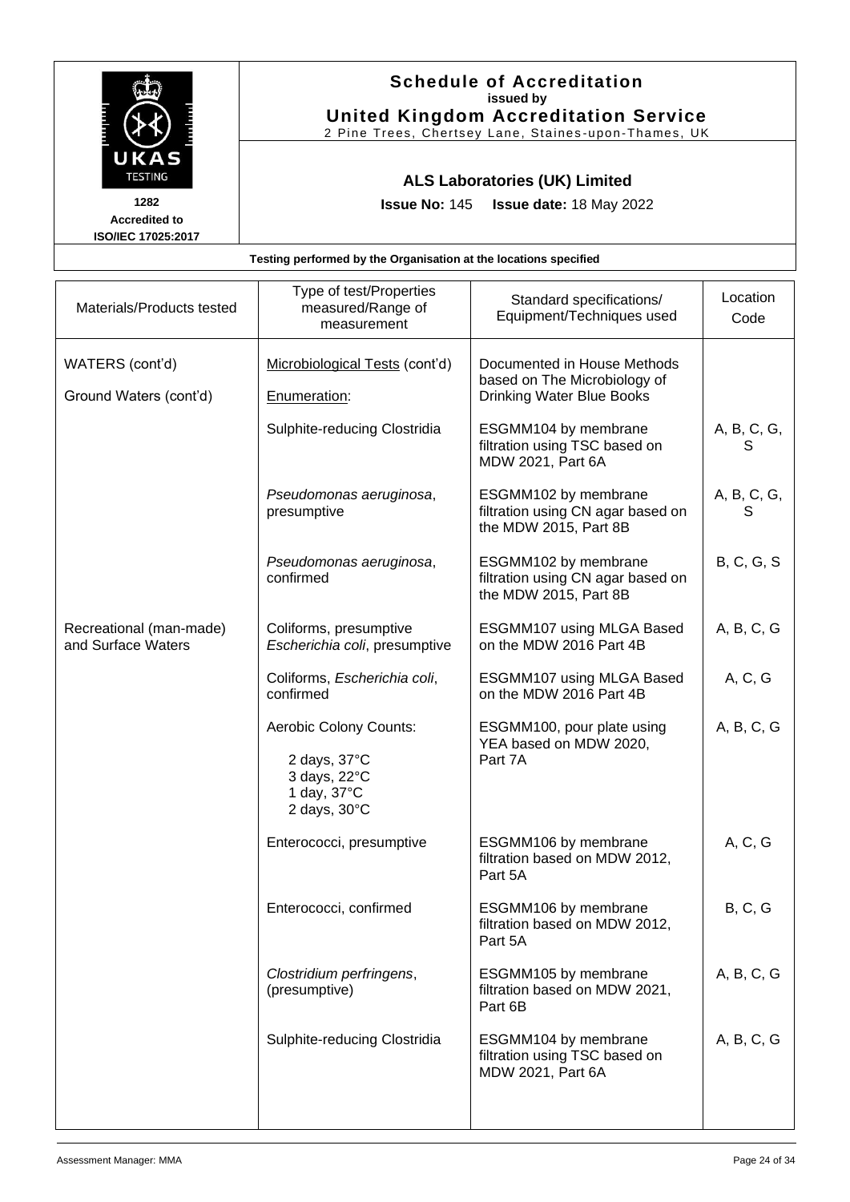## Schedule of Accreditation
issued by
**United Kingdom Accreditation Service**
2 Pine Trees, Chertsey Lane, Staines-upon-Thames, UK

UKAS TESTING
1282
Accredited to
ISO/IEC 17025:2017

### ALS Laboratories (UK) Limited

**Issue No:** 145 **Issue date:** 18 May 2022

**Testing performed by the Organisation at the locations specified**

| Materials/Products tested | Type of test/Properties measured/Range of measurement | Standard specifications/ Equipment/Techniques used | Location Code |
|---|---|---|---|
| WATERS (cont'd) | Microbiological Tests (cont'd) | Documented in House Methods based on The Microbiology of Drinking Water Blue Books | |
| Ground Waters (cont'd) | Enumeration: | | |
| | Sulphite-reducing Clostridia | ESGMM104 by membrane filtration using TSC based on MDW 2021, Part 6A | A, B, C, G, S |
| | *Pseudomonas aeruginosa*, presumptive | ESGMM102 by membrane filtration using CN agar based on the MDW 2015, Part 8B | A, B, C, G, S |
| | *Pseudomonas aeruginosa*, confirmed | ESGMM102 by membrane filtration using CN agar based on the MDW 2015, Part 8B | B, C, G, S |
| Recreational (man-made) and Surface Waters | Coliforms, presumptive *Escherichia coli*, presumptive | ESGMM107 using MLGA Based on the MDW 2016 Part 4B | A, B, C, G |
| | Coliforms, *Escherichia coli*, confirmed | ESGMM107 using MLGA Based on the MDW 2016 Part 4B | A, C, G |
| | Aerobic Colony Counts:<br>2 days, 37°C<br>3 days, 22°C<br>1 day, 37°C<br>2 days, 30°C | ESGMM100, pour plate using YEA based on MDW 2020, Part 7A | A, B, C, G |
| | Enterococci, presumptive | ESGMM106 by membrane filtration based on MDW 2012, Part 5A | A, C, G |
| | Enterococci, confirmed | ESGMM106 by membrane filtration based on MDW 2012, Part 5A | B, C, G |
| | *Clostridium perfringens*, (presumptive) | ESGMM105 by membrane filtration based on MDW 2021, Part 6B | A, B, C, G |
| | Sulphite-reducing Clostridia | ESGMM104 by membrane filtration using TSC based on MDW 2021, Part 6A | A, B, C, G |

Assessment Manager: MMA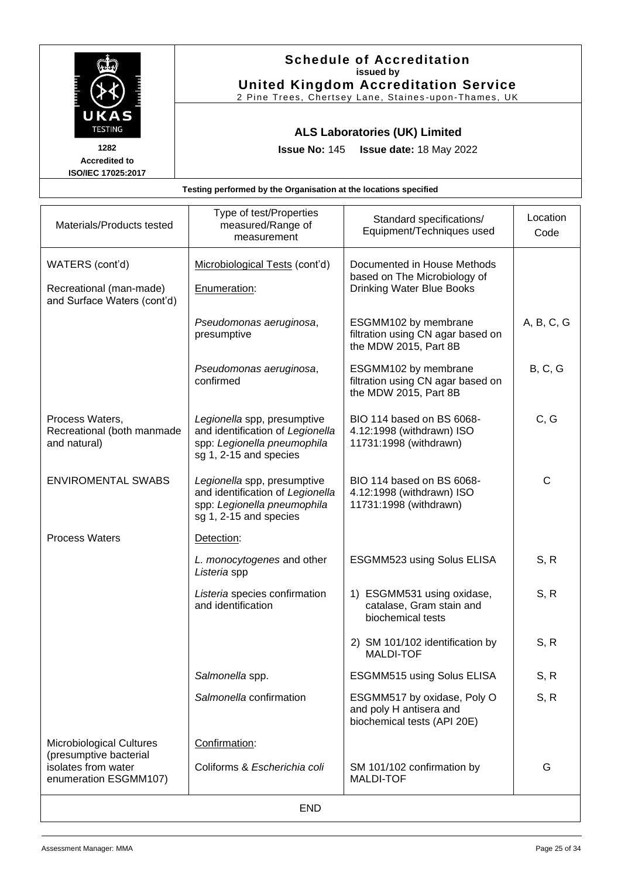# Schedule of Accreditation

issued by

**United Kingdom Accreditation Service**

2 Pine Trees, Chertsey Lane, Staines-upon-Thames, UK

1282
Accredited to
ISO/IEC 17025:2017

## ALS Laboratories (UK) Limited

**Issue No:** 145 **Issue date:** 18 May 2022

**Testing performed by the Organisation at the locations specified**

| Materials/Products tested | Type of test/Properties measured/Range of measurement | Standard specifications/ Equipment/Techniques used | Location Code |
|---|---|---|---|
| WATERS (cont'd)<br><br>Recreational (man-made) and Surface Waters (cont'd) | Microbiological Tests (cont'd)<br><br>Enumeration: | Documented in House Methods based on The Microbiology of Drinking Water Blue Books | |
| | *Pseudomonas aeruginosa*, presumptive | ESGMM102 by membrane filtration using CN agar based on the MDW 2015, Part 8B | A, B, C, G |
| | *Pseudomonas aeruginosa*, confirmed | ESGMM102 by membrane filtration using CN agar based on the MDW 2015, Part 8B | B, C, G |
| Process Waters, Recreational (both manmade and natural) | *Legionella* spp, presumptive and identification of *Legionella* spp: *Legionella pneumophila* sg 1, 2-15 and species | BIO 114 based on BS 6068-4.12:1998 (withdrawn) ISO 11731:1998 (withdrawn) | C, G |
| ENVIROMENTAL SWABS | *Legionella* spp, presumptive and identification of *Legionella* spp: *Legionella pneumophila* sg 1, 2-15 and species | BIO 114 based on BS 6068-4.12:1998 (withdrawn) ISO 11731:1998 (withdrawn) | C |
| Process Waters | Detection: | | |
| | *L. monocytogenes* and other *Listeria* spp | ESGMM523 using Solus ELISA | S, R |
| | *Listeria* species confirmation and identification | 1) ESGMM531 using oxidase, catalase, Gram stain and biochemical tests | S, R |
| | | 2) SM 101/102 identification by MALDI-TOF | S, R |
| | *Salmonella* spp. | ESGMM515 using Solus ELISA | S, R |
| | *Salmonella* confirmation | ESGMM517 by oxidase, Poly O and poly H antisera and biochemical tests (API 20E) | S, R |
| Microbiological Cultures (presumptive bacterial isolates from water enumeration ESGMM107) | Confirmation:<br><br>Coliforms & *Escherichia coli* | SM 101/102 confirmation by MALDI-TOF | G |

END

Assessment Manager: MMA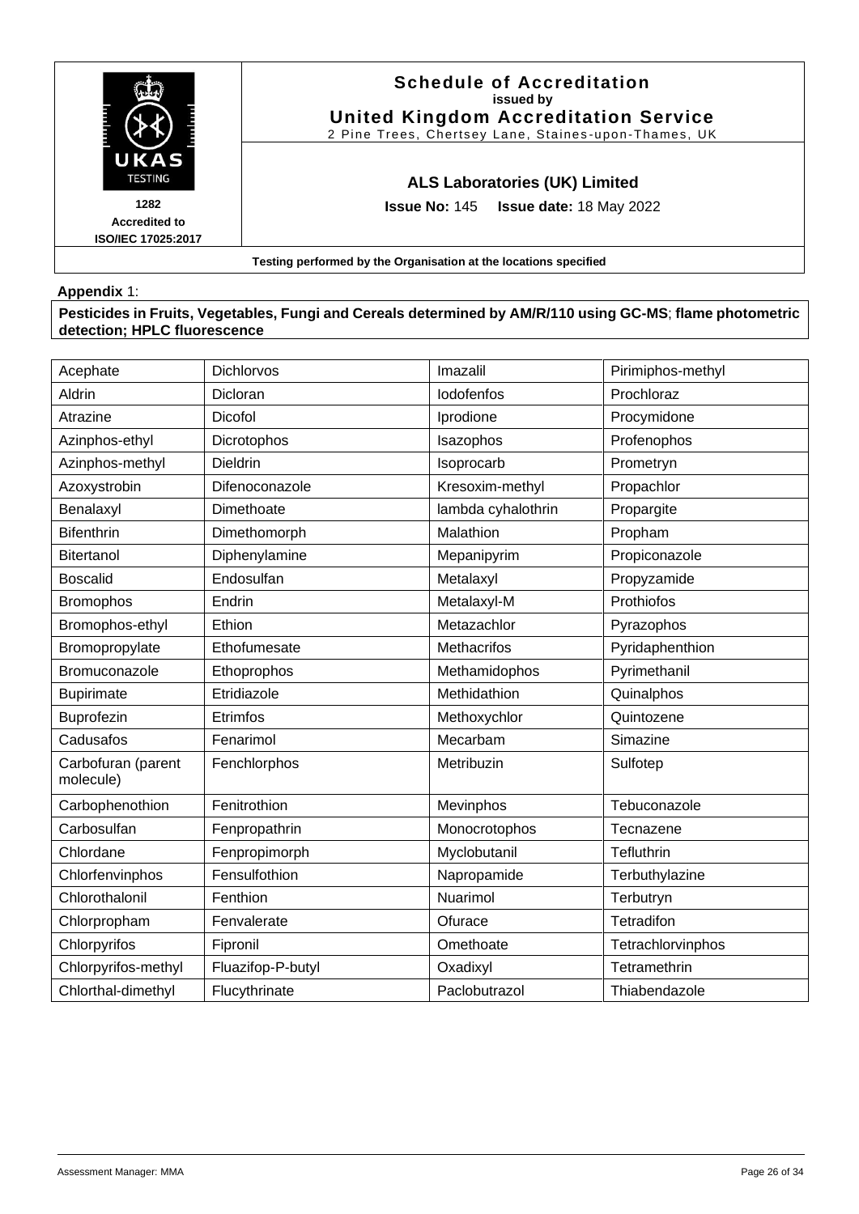**Schedule of Accreditation**
**issued by**
**United Kingdom Accreditation Service**
2 Pine Trees, Chertsey Lane, Staines-upon-Thames, UK

**1282**
**Accredited to**
**ISO/IEC 17025:2017**

**ALS Laboratories (UK) Limited**

**Issue No:** 145 **Issue date:** 18 May 2022

**Testing performed by the Organisation at the locations specified**

**Appendix** 1:

**Pesticides in Fruits, Vegetables, Fungi and Cereals determined by AM/R/110 using GC-MS**; **flame photometric detection; HPLC fluorescence**

| | | | |
|---|---|---|---|
| Acephate | Dichlorvos | Imazalil | Pirimiphos-methyl |
| Aldrin | Dicloran | Iodofenfos | Prochloraz |
| Atrazine | Dicofol | Iprodione | Procymidone |
| Azinphos-ethyl | Dicrotophos | Isazophos | Profenophos |
| Azinphos-methyl | Dieldrin | Isoprocarb | Prometryn |
| Azoxystrobin | Difenoconazole | Kresoxim-methyl | Propachlor |
| Benalaxyl | Dimethoate | lambda cyhalothrin | Propargite |
| Bifenthrin | Dimethomorph | Malathion | Propham |
| Bitertanol | Diphenylamine | Mepanipyrim | Propiconazole |
| Boscalid | Endosulfan | Metalaxyl | Propyzamide |
| Bromophos | Endrin | Metalaxyl-M | Prothiofos |
| Bromophos-ethyl | Ethion | Metazachlor | Pyrazophos |
| Bromopropylate | Ethofumesate | Methacrifos | Pyridaphenthion |
| Bromuconazole | Ethoprophos | Methamidophos | Pyrimethanil |
| Bupirimate | Etridiazole | Methidathion | Quinalphos |
| Buprofezin | Etrimfos | Methoxychlor | Quintozene |
| Cadusafos | Fenarimol | Mecarbam | Simazine |
| Carbofuran (parent molecule) | Fenchlorphos | Metribuzin | Sulfotep |
| Carbophenothion | Fenitrothion | Mevinphos | Tebuconazole |
| Carbosulfan | Fenpropathrin | Monocrotophos | Tecnazene |
| Chlordane | Fenpropimorph | Myclobutanil | Tefluthrin |
| Chlorfenvinphos | Fensulfothion | Napropamide | Terbuthylazine |
| Chlorothalonil | Fenthion | Nuarimol | Terbutryn |
| Chlorpropham | Fenvalerate | Ofurace | Tetradifon |
| Chlorpyrifos | Fipronil | Omethoate | Tetrachlorvinphos |
| Chlorpyrifos-methyl | Fluazifop-P-butyl | Oxadixyl | Tetramethrin |
| Chlorthal-dimethyl | Flucythrinate | Paclobutrazol | Thiabendazole |

Assessment Manager: MMA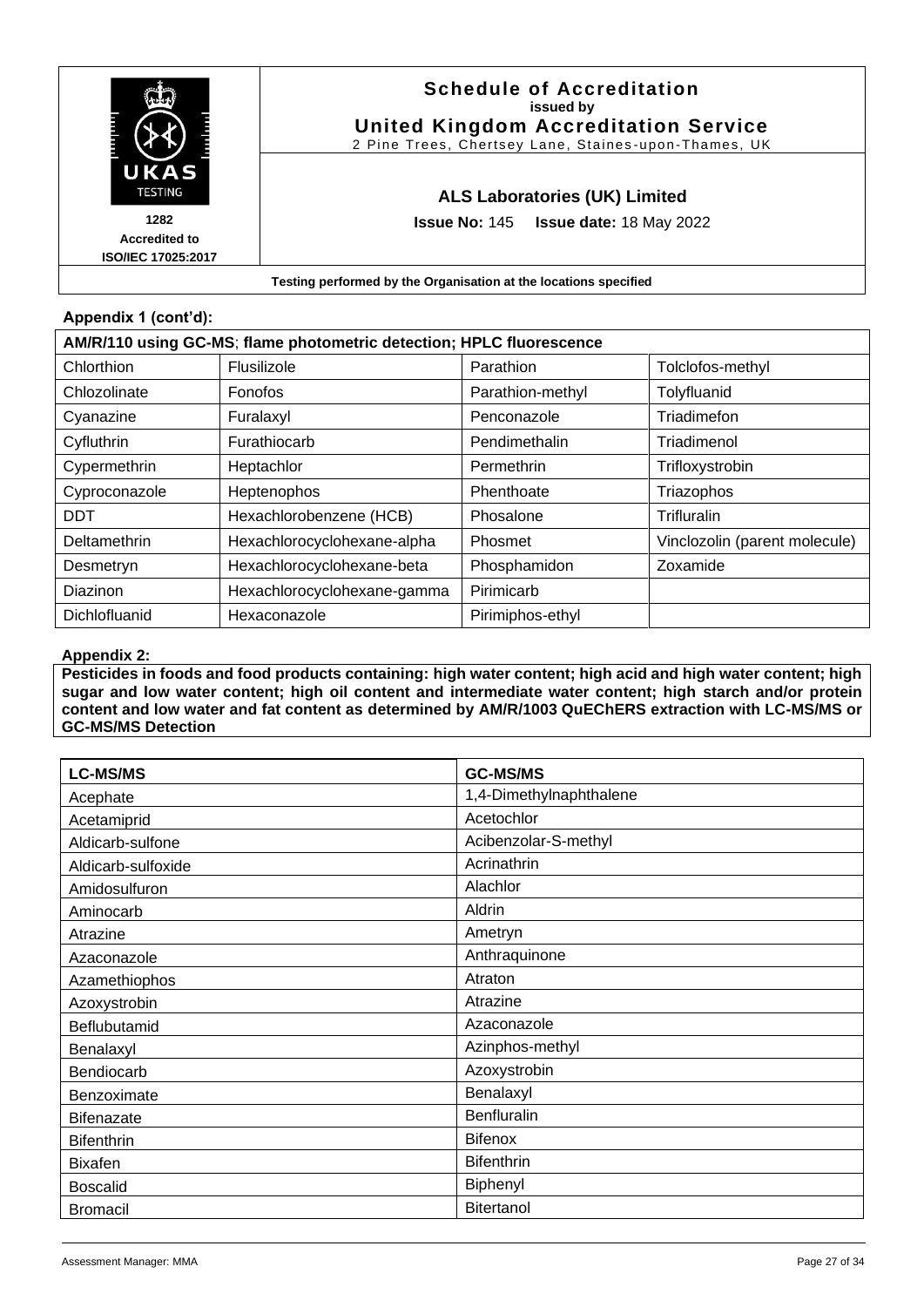**Schedule of Accreditation**
issued by
**United Kingdom Accreditation Service**
2 Pine Trees, Chertsey Lane, Staines-upon-Thames, UK

1282
Accredited to
ISO/IEC 17025:2017

**ALS Laboratories (UK) Limited**

**Issue No:** 145 **Issue date:** 18 May 2022

**Testing performed by the Organisation at the locations specified**

**Appendix 1 (cont'd):**

| AM/R/110 using GC-MS; flame photometric detection; HPLC fluorescence | | | |
|---|---|---|---|
| Chlorthion | Flusilizole | Parathion | Tolclofos-methyl |
| Chlozolinate | Fonofos | Parathion-methyl | Tolyfluanid |
| Cyanazine | Furalaxyl | Penconazole | Triadimefon |
| Cyfluthrin | Furathiocarb | Pendimethalin | Triadimenol |
| Cypermethrin | Heptachlor | Permethrin | Trifloxystrobin |
| Cyproconazole | Heptenophos | Phenthoate | Triazophos |
| DDT | Hexachlorobenzene (HCB) | Phosalone | Trifluralin |
| Deltamethrin | Hexachlorocyclohexane-alpha | Phosmet | Vinclozolin (parent molecule) |
| Desmetryn | Hexachlorocyclohexane-beta | Phosphamidon | Zoxamide |
| Diazinon | Hexachlorocyclohexane-gamma | Pirimicarb | |
| Dichlofluanid | Hexaconazole | Pirimiphos-ethyl | |

**Appendix 2:**

**Pesticides in foods and food products containing: high water content; high acid and high water content; high sugar and low water content; high oil content and intermediate water content; high starch and/or protein content and low water and fat content as determined by AM/R/1003 QuEChERS extraction with LC-MS/MS or GC-MS/MS Detection**

| LC-MS/MS | GC-MS/MS |
|---|---|
| Acephate | 1,4-Dimethylnaphthalene |
| Acetamiprid | Acetochlor |
| Aldicarb-sulfone | Acibenzolar-S-methyl |
| Aldicarb-sulfoxide | Acrinathrin |
| Amidosulfuron | Alachlor |
| Aminocarb | Aldrin |
| Atrazine | Ametryn |
| Azaconazole | Anthraquinone |
| Azamethiophos | Atraton |
| Azoxystrobin | Atrazine |
| Beflubutamid | Azaconazole |
| Benalaxyl | Azinphos-methyl |
| Bendiocarb | Azoxystrobin |
| Benzoximate | Benalaxyl |
| Bifenazate | Benfluralin |
| Bifenthrin | Bifenox |
| Bixafen | Bifenthrin |
| Boscalid | Biphenyl |
| Bromacil | Bitertanol |

Assessment Manager: MMA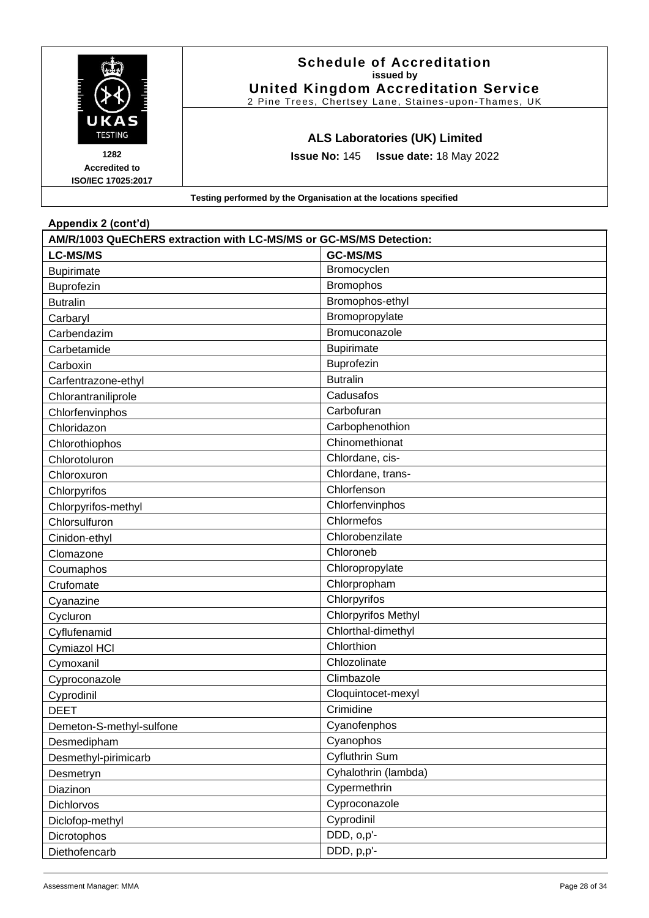**Schedule of Accreditation**
**issued by**
**United Kingdom Accreditation Service**
2 Pine Trees, Chertsey Lane, Staines-upon-Thames, UK

1282
Accredited to
ISO/IEC 17025:2017

**ALS Laboratories (UK) Limited**

**Issue No:** 145 **Issue date:** 18 May 2022

**Testing performed by the Organisation at the locations specified**

**Appendix 2 (cont'd)**

| AM/R/1003 QuEChERS extraction with LC-MS/MS or GC-MS/MS Detection: | |
|---|---|
| **LC-MS/MS** | **GC-MS/MS** |
| Bupirimate | Bromocyclen |
| Buprofezin | Bromophos |
| Butralin | Bromophos-ethyl |
| Carbaryl | Bromopropylate |
| Carbendazim | Bromuconazole |
| Carbetamide | Bupirimate |
| Carboxin | Buprofezin |
| Carfentrazone-ethyl | Butralin |
| Chlorantraniliprole | Cadusafos |
| Chlorfenvinphos | Carbofuran |
| Chloridazon | Carbophenothion |
| Chlorothiophos | Chinomethionat |
| Chlorotoluron | Chlordane, cis- |
| Chloroxuron | Chlordane, trans- |
| Chlorpyrifos | Chlorfenson |
| Chlorpyrifos-methyl | Chlorfenvinphos |
| Chlorsulfuron | Chlormefos |
| Cinidon-ethyl | Chlorobenzilate |
| Clomazone | Chloroneb |
| Coumaphos | Chloropropylate |
| Crufomate | Chlorpropham |
| Cyanazine | Chlorpyrifos |
| Cycluron | Chlorpyrifos Methyl |
| Cyflufenamid | Chlorthal-dimethyl |
| Cymiazol HCl | Chlorthion |
| Cymoxanil | Chlozolinate |
| Cyproconazole | Climbazole |
| Cyprodinil | Cloquintocet-mexyl |
| DEET | Crimidine |
| Demeton-S-methyl-sulfone | Cyanofenphos |
| Desmedipham | Cyanophos |
| Desmethyl-pirimicarb | Cyfluthrin Sum |
| Desmetryn | Cyhalothrin (lambda) |
| Diazinon | Cypermethrin |
| Dichlorvos | Cyproconazole |
| Diclofop-methyl | Cyprodinil |
| Dicrotophos | DDD, o,p'- |
| Diethofencarb | DDD, p,p'- |

Assessment Manager: MMA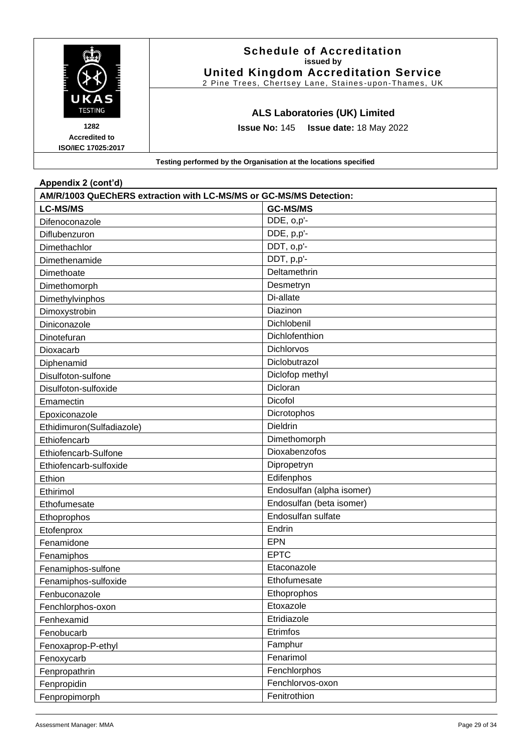# Schedule of Accreditation
**issued by**
**United Kingdom Accreditation Service**
2 Pine Trees, Chertsey Lane, Staines-upon-Thames, UK

**1282**
**Accredited to**
**ISO/IEC 17025:2017**

## ALS Laboratories (UK) Limited

**Issue No:** 145 **Issue date:** 18 May 2022

**Testing performed by the Organisation at the locations specified**

**Appendix 2 (cont'd)**

| AM/R/1003 QuEChERS extraction with LC-MS/MS or GC-MS/MS Detection: | |
|---|---|
| **LC-MS/MS** | **GC-MS/MS** |
| Difenoconazole | DDE, o,p'- |
| Diflubenzuron | DDE, p,p'- |
| Dimethachlor | DDT, o,p'- |
| Dimethenamide | DDT, p,p'- |
| Dimethoate | Deltamethrin |
| Dimethomorph | Desmetryn |
| Dimethylvinphos | Di-allate |
| Dimoxystrobin | Diazinon |
| Diniconazole | Dichlobenil |
| Dinotefuran | Dichlofenthion |
| Dioxacarb | Dichlorvos |
| Diphenamid | Diclobutrazol |
| Disulfoton-sulfone | Diclofop methyl |
| Disulfoton-sulfoxide | Dicloran |
| Emamectin | Dicofol |
| Epoxiconazole | Dicrotophos |
| Ethidimuron(Sulfadiazole) | Dieldrin |
| Ethiofencarb | Dimethomorph |
| Ethiofencarb-Sulfone | Dioxabenzofos |
| Ethiofencarb-sulfoxide | Dipropetryn |
| Ethion | Edifenphos |
| Ethirimol | Endosulfan (alpha isomer) |
| Ethofumesate | Endosulfan (beta isomer) |
| Ethoprophos | Endosulfan sulfate |
| Etofenprox | Endrin |
| Fenamidone | EPN |
| Fenamiphos | EPTC |
| Fenamiphos-sulfone | Etaconazole |
| Fenamiphos-sulfoxide | Ethofumesate |
| Fenbuconazole | Ethoprophos |
| Fenchlorphos-oxon | Etoxazole |
| Fenhexamid | Etridiazole |
| Fenobucarb | Etrimfos |
| Fenoxaprop-P-ethyl | Famphur |
| Fenoxycarb | Fenarimol |
| Fenpropathrin | Fenchlorphos |
| Fenpropidin | Fenchlorvos-oxon |
| Fenpropimorph | Fenitrothion |

Assessment Manager: MMA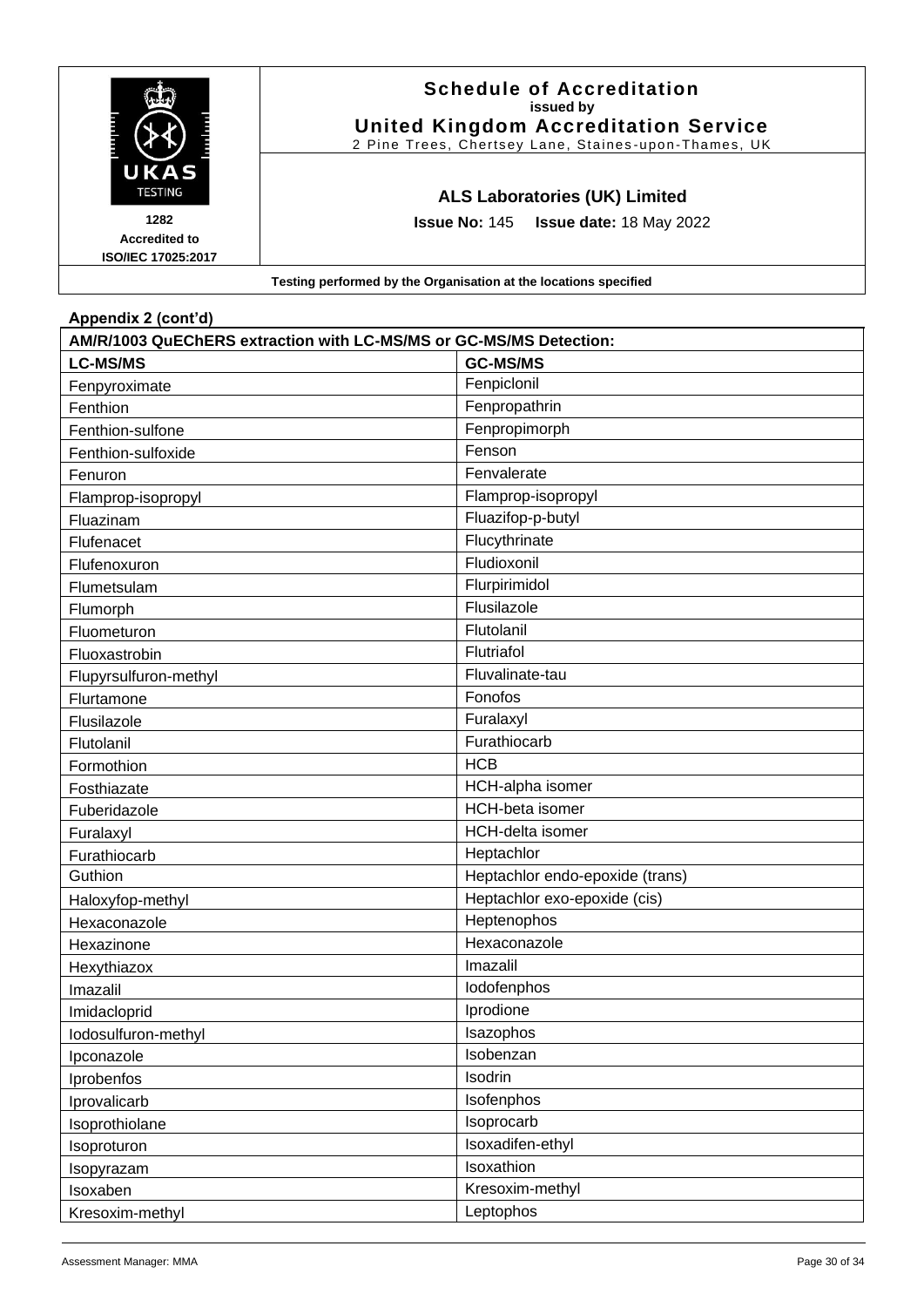**Appendix 2 (cont'd)**

| AM/R/1003 QuEChERS extraction with LC-MS/MS or GC-MS/MS Detection: | |
|---|---|
| **LC-MS/MS** | **GC-MS/MS** |
| Fenpyroximate | Fenpiclonil |
| Fenthion | Fenpropathrin |
| Fenthion-sulfone | Fenpropimorph |
| Fenthion-sulfoxide | Fenson |
| Fenuron | Fenvalerate |
| Flamprop-isopropyl | Flamprop-isopropyl |
| Fluazinam | Fluazifop-p-butyl |
| Flufenacet | Flucythrinate |
| Flufenoxuron | Fludioxonil |
| Flumetsulam | Flurpirimidol |
| Flumorph | Flusilazole |
| Fluometuron | Flutolanil |
| Fluoxastrobin | Flutriafol |
| Flupyrsulfuron-methyl | Fluvalinate-tau |
| Flurtamone | Fonofos |
| Flusilazole | Furalaxyl |
| Flutolanil | Furathiocarb |
| Formothion | HCB |
| Fosthiazate | HCH-alpha isomer |
| Fuberidazole | HCH-beta isomer |
| Furalaxyl | HCH-delta isomer |
| Furathiocarb | Heptachlor |
| Guthion | Heptachlor endo-epoxide (trans) |
| Haloxyfop-methyl | Heptachlor exo-epoxide (cis) |
| Hexaconazole | Heptenophos |
| Hexazinone | Hexaconazole |
| Hexythiazox | Imazalil |
| Imazalil | Iodofenphos |
| Imidacloprid | Iprodione |
| Iodosulfuron-methyl | Isazophos |
| Ipconazole | Isobenzan |
| Iprobenfos | Isodrin |
| Iprovalicarb | Isofenphos |
| Isoprothiolane | Isoprocarb |
| Isoproturon | Isoxadifen-ethyl |
| Isopyrazam | Isoxathion |
| Isoxaben | Kresoxim-methyl |
| Kresoxim-methyl | Leptophos |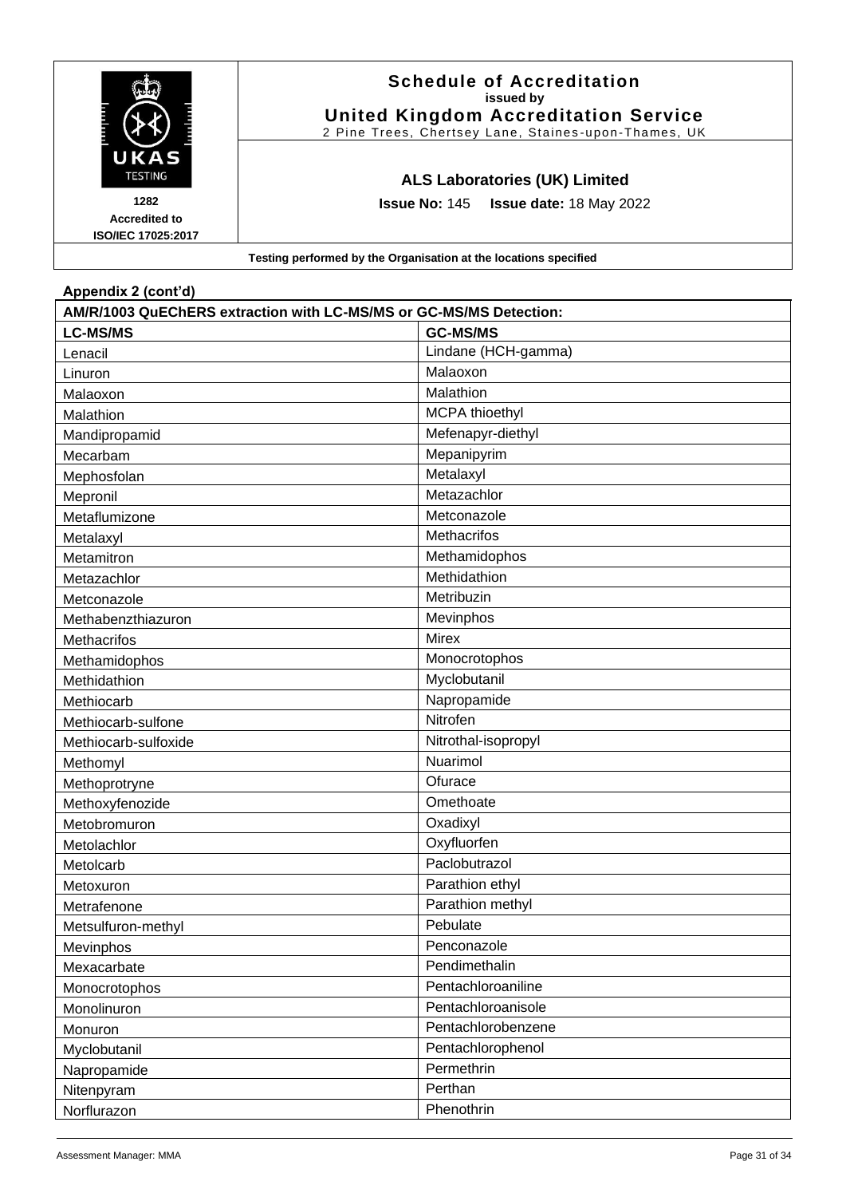**Schedule of Accreditation**
**issued by**
**United Kingdom Accreditation Service**
2 Pine Trees, Chertsey Lane, Staines-upon-Thames, UK

1282
Accredited to
ISO/IEC 17025:2017

**ALS Laboratories (UK) Limited**

**Issue No:** 145 **Issue date:** 18 May 2022

**Testing performed by the Organisation at the locations specified**

**Appendix 2 (cont'd)**

| AM/R/1003 QuEChERS extraction with LC-MS/MS or GC-MS/MS Detection: | |
|---|---|
| **LC-MS/MS** | **GC-MS/MS** |
| Lenacil | Lindane (HCH-gamma) |
| Linuron | Malaoxon |
| Malaoxon | Malathion |
| Malathion | MCPA thioethyl |
| Mandipropamid | Mefenapyr-diethyl |
| Mecarbam | Mepanipyrim |
| Mephosfolan | Metalaxyl |
| Mepronil | Metazachlor |
| Metaflumizone | Metconazole |
| Metalaxyl | Methacrifos |
| Metamitron | Methamidophos |
| Metazachlor | Methidathion |
| Metconazole | Metribuzin |
| Methabenzthiazuron | Mevinphos |
| Methacrifos | Mirex |
| Methamidophos | Monocrotophos |
| Methidathion | Myclobutanil |
| Methiocarb | Napropamide |
| Methiocarb-sulfone | Nitrofen |
| Methiocarb-sulfoxide | Nitrothal-isopropyl |
| Methomyl | Nuarimol |
| Methoprotryne | Ofurace |
| Methoxyfenozide | Omethoate |
| Metobromuron | Oxadixyl |
| Metolachlor | Oxyfluorfen |
| Metolcarb | Paclobutrazol |
| Metoxuron | Parathion ethyl |
| Metrafenone | Parathion methyl |
| Metsulfuron-methyl | Pebulate |
| Mevinphos | Penconazole |
| Mexacarbate | Pendimethalin |
| Monocrotophos | Pentachloroaniline |
| Monolinuron | Pentachloroanisole |
| Monuron | Pentachlorobenzene |
| Myclobutanil | Pentachlorophenol |
| Napropamide | Permethrin |
| Nitenpyram | Perthan |
| Norflurazon | Phenothrin |

Assessment Manager: MMA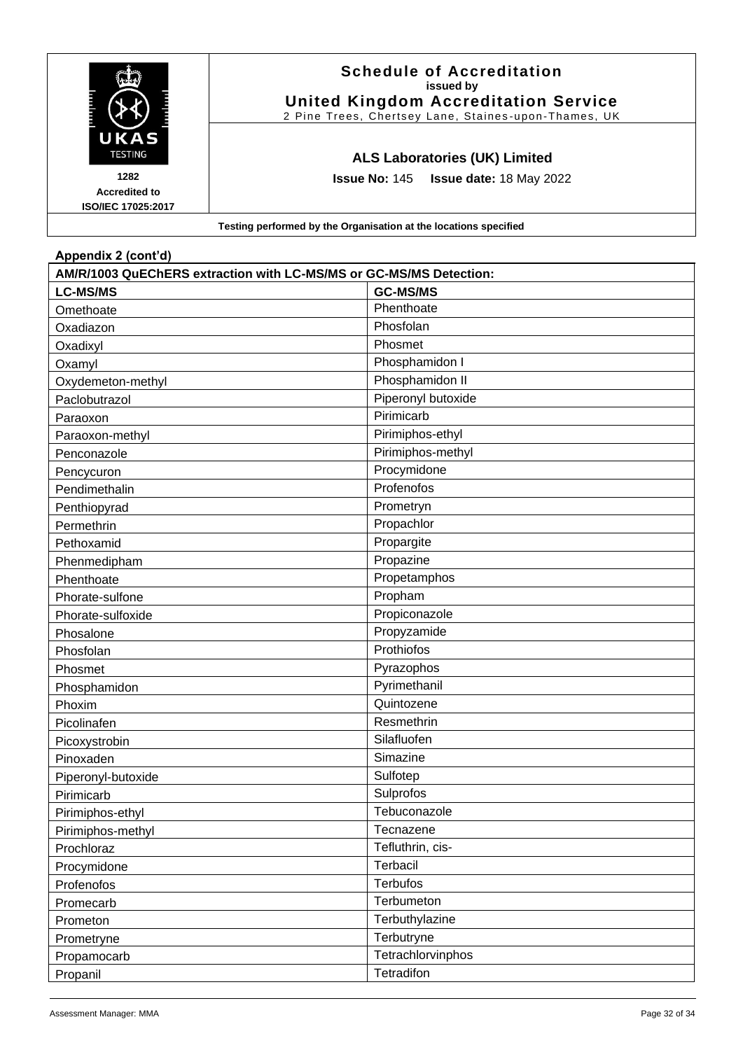**Schedule of Accreditation**
**issued by**
**United Kingdom Accreditation Service**
2 Pine Trees, Chertsey Lane, Staines-upon-Thames, UK

**1282**
**Accredited to**
**ISO/IEC 17025:2017**

**ALS Laboratories (UK) Limited**

**Issue No:** 145 **Issue date:** 18 May 2022

**Testing performed by the Organisation at the locations specified**

**Appendix 2 (cont'd)**

| AM/R/1003 QuEChERS extraction with LC-MS/MS or GC-MS/MS Detection: | |
|---|---|
| **LC-MS/MS** | **GC-MS/MS** |
| Omethoate | Phenthoate |
| Oxadiazon | Phosfolan |
| Oxadixyl | Phosmet |
| Oxamyl | Phosphamidon I |
| Oxydemeton-methyl | Phosphamidon II |
| Paclobutrazol | Piperonyl butoxide |
| Paraoxon | Pirimicarb |
| Paraoxon-methyl | Pirimiphos-ethyl |
| Penconazole | Pirimiphos-methyl |
| Pencycuron | Procymidone |
| Pendimethalin | Profenofos |
| Penthiopyrad | Prometryn |
| Permethrin | Propachlor |
| Pethoxamid | Propargite |
| Phenmedipham | Propazine |
| Phenthoate | Propetamphos |
| Phorate-sulfone | Propham |
| Phorate-sulfoxide | Propiconazole |
| Phosalone | Propyzamide |
| Phosfolan | Prothiofos |
| Phosmet | Pyrazophos |
| Phosphamidon | Pyrimethanil |
| Phoxim | Quintozene |
| Picolinafen | Resmethrin |
| Picoxystrobin | Silafluofen |
| Pinoxaden | Simazine |
| Piperonyl-butoxide | Sulfotep |
| Pirimicarb | Sulprofos |
| Pirimiphos-ethyl | Tebuconazole |
| Pirimiphos-methyl | Tecnazene |
| Prochloraz | Tefluthrin, cis- |
| Procymidone | Terbacil |
| Profenofos | Terbufos |
| Promecarb | Terbumeton |
| Prometon | Terbuthylazine |
| Prometryne | Terbutryne |
| Propamocarb | Tetrachlorvinphos |
| Propanil | Tetradifon |

Assessment Manager: MMA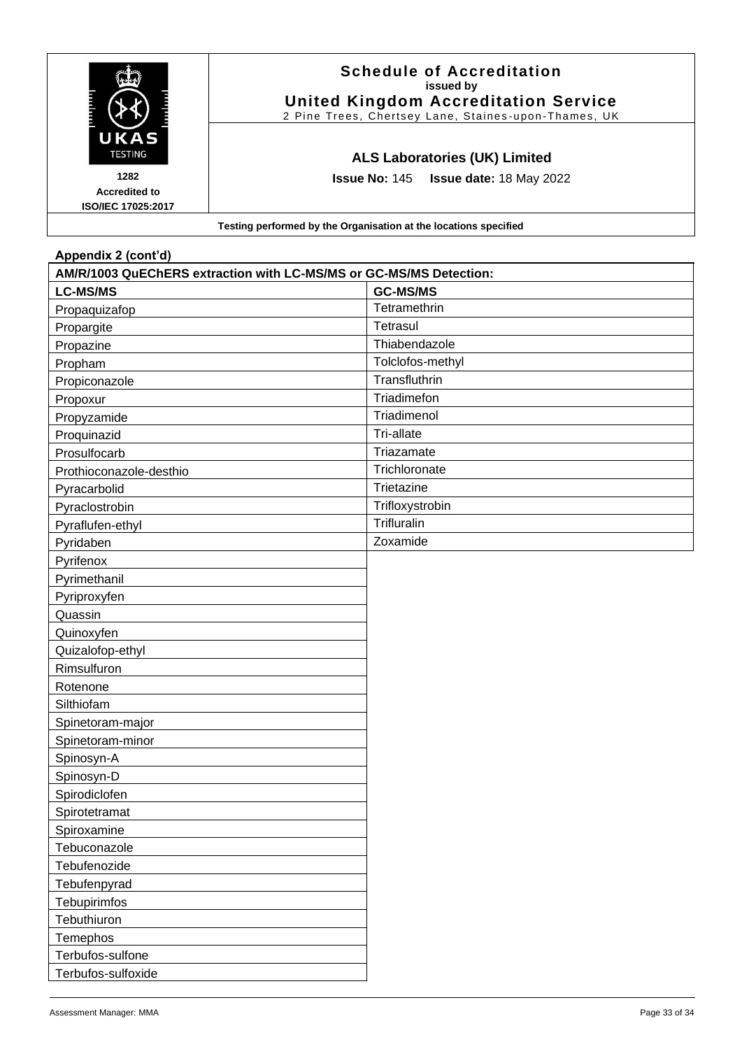**Schedule of Accreditation**
**issued by**
**United Kingdom Accreditation Service**
2 Pine Trees, Chertsey Lane, Staines-upon-Thames, UK

**1282**
**Accredited to**
**ISO/IEC 17025:2017**

**ALS Laboratories (UK) Limited**

**Issue No:** 145 **Issue date:** 18 May 2022

**Testing performed by the Organisation at the locations specified**

**Appendix 2 (cont'd)**

| **AM/R/1003 QuEChERS extraction with LC-MS/MS or GC-MS/MS Detection:** | |
|---|---|
| **LC-MS/MS** | **GC-MS/MS** |
| Propaquizafop | Tetramethrin |
| Propargite | Tetrasul |
| Propazine | Thiabendazole |
| Propham | Tolclofos-methyl |
| Propiconazole | Transfluthrin |
| Propoxur | Triadimefon |
| Propyzamide | Triadimenol |
| Proquinazid | Tri-allate |
| Prosulfocarb | Triazamate |
| Prothioconazole-desthio | Trichloronate |
| Pyracarbolid | Trietazine |
| Pyraclostrobin | Trifloxystrobin |
| Pyraflufen-ethyl | Trifluralin |
| Pyridaben | Zoxamide |
| Pyrifenox | |
| Pyrimethanil | |
| Pyriproxyfen | |
| Quassin | |
| Quinoxyfen | |
| Quizalofop-ethyl | |
| Rimsulfuron | |
| Rotenone | |
| Silthiofam | |
| Spinetoram-major | |
| Spinetoram-minor | |
| Spinosyn-A | |
| Spinosyn-D | |
| Spirodiclofen | |
| Spirotetramat | |
| Spiroxamine | |
| Tebuconazole | |
| Tebufenozide | |
| Tebufenpyrad | |
| Tebupirimfos | |
| Tebuthiuron | |
| Temephos | |
| Terbufos-sulfone | |
| Terbufos-sulfoxide | |

Assessment Manager: MMA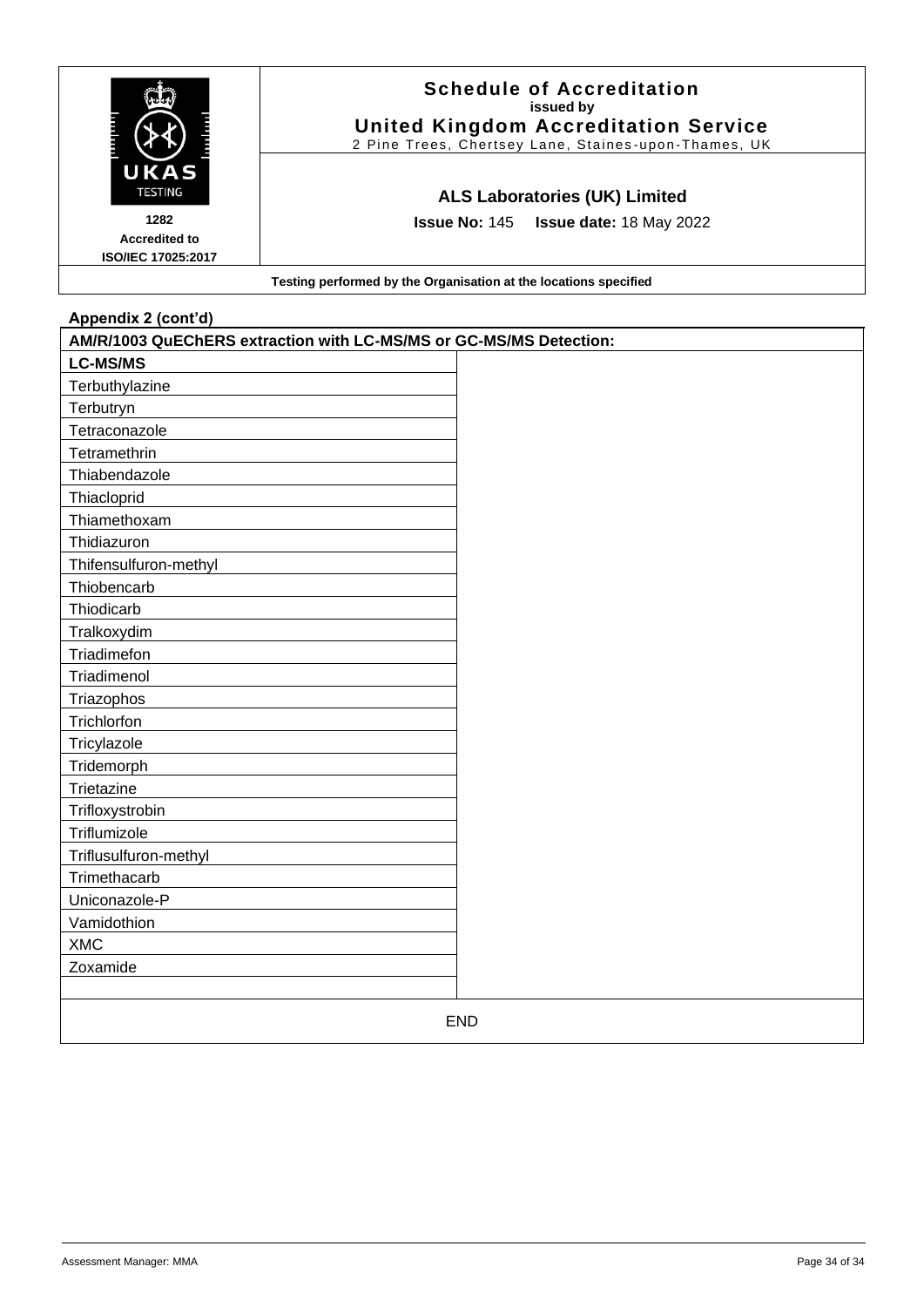**Schedule of Accreditation**
**issued by**
**United Kingdom Accreditation Service**
2 Pine Trees, Chertsey Lane, Staines-upon-Thames, UK

UKAS TESTING
**1282**
**Accredited to**
**ISO/IEC 17025:2017**

**ALS Laboratories (UK) Limited**

**Issue No:** 145 **Issue date:** 18 May 2022

**Testing performed by the Organisation at the locations specified**

**Appendix 2 (cont'd)**

| **AM/R/1003 QuEChERS extraction with LC-MS/MS or GC-MS/MS Detection:** | |
|---|---|
| **LC-MS/MS** | |
| Terbuthylazine | |
| Terbutryn | |
| Tetraconazole | |
| Tetramethrin | |
| Thiabendazole | |
| Thiacloprid | |
| Thiamethoxam | |
| Thidiazuron | |
| Thifensulfuron-methyl | |
| Thiobencarb | |
| Thiodicarb | |
| Tralkoxydim | |
| Triadimefon | |
| Triadimenol | |
| Triazophos | |
| Trichlorfon | |
| Tricylazole | |
| Tridemorph | |
| Trietazine | |
| Trifloxystrobin | |
| Triflumizole | |
| Triflusulfuron-methyl | |
| Trimethacarb | |
| Uniconazole-P | |
| Vamidothion | |
| XMC | |
| Zoxamide | |
| | |

END

Assessment Manager: MMA